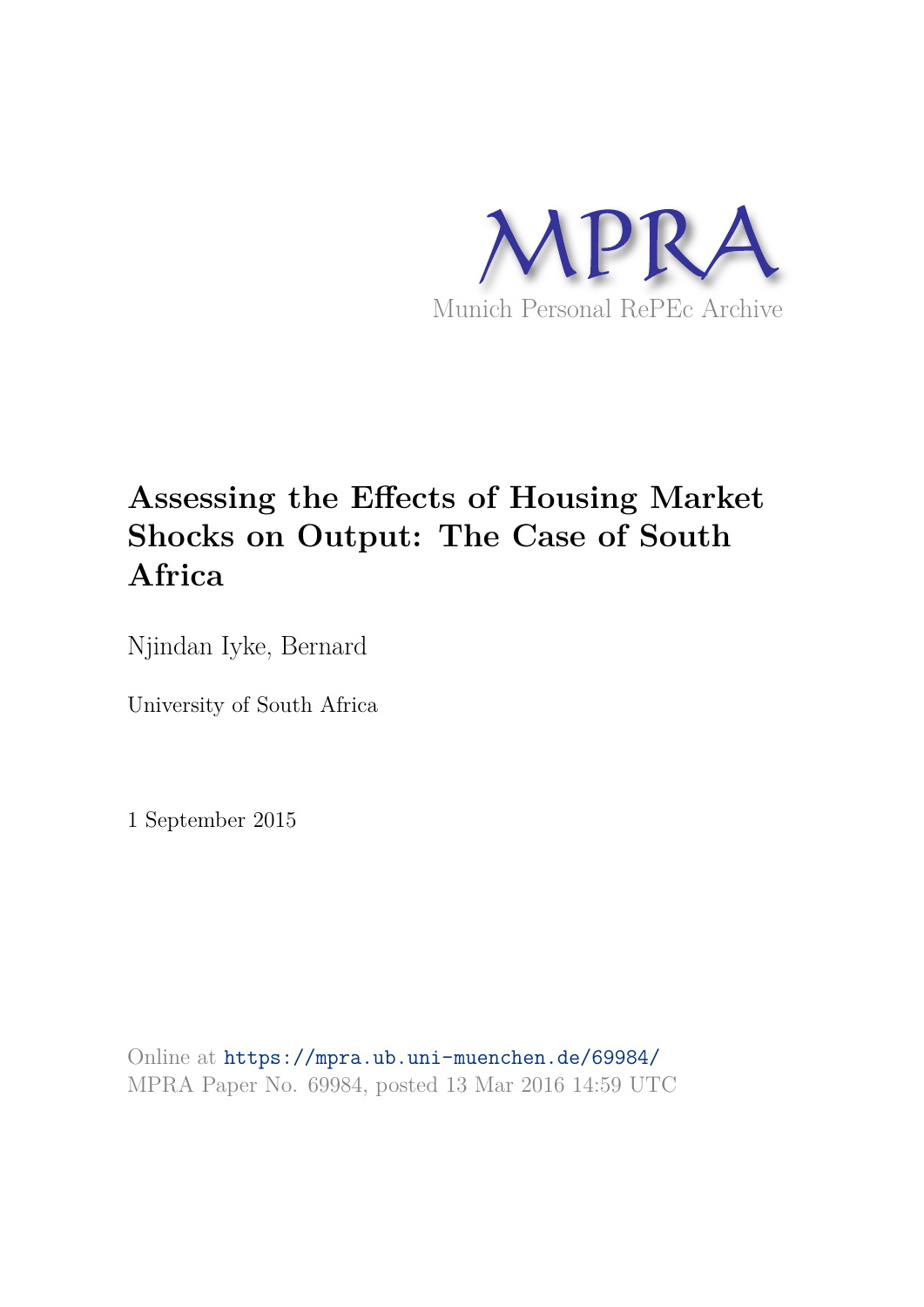MPRA

Munich Personal RePEc Archive

# Assessing the Effects of Housing Market Shocks on Output: The Case of South Africa

Njindan Iyke, Bernard

University of South Africa

1 September 2015

Online at https://mpra.ub.uni-muenchen.de/69984/
MPRA Paper No. 69984, posted 13 Mar 2016 14:59 UTC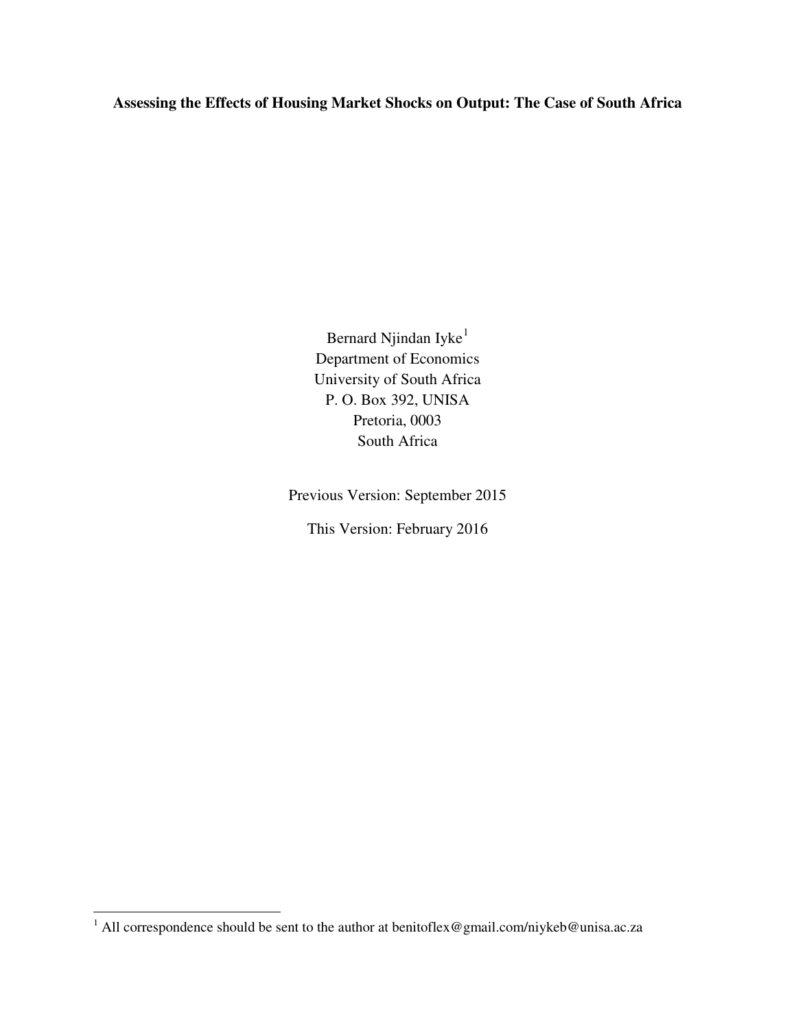**Assessing the Effects of Housing Market Shocks on Output: The Case of South Africa**

Bernard Njindan Iyke[1]  
Department of Economics  
University of South Africa  
P. O. Box 392, UNISA  
Pretoria, 0003  
South Africa

Previous Version: September 2015

This Version: February 2016

[1] All correspondence should be sent to the author at benitoflex@gmail.com/niykeb@unisa.ac.za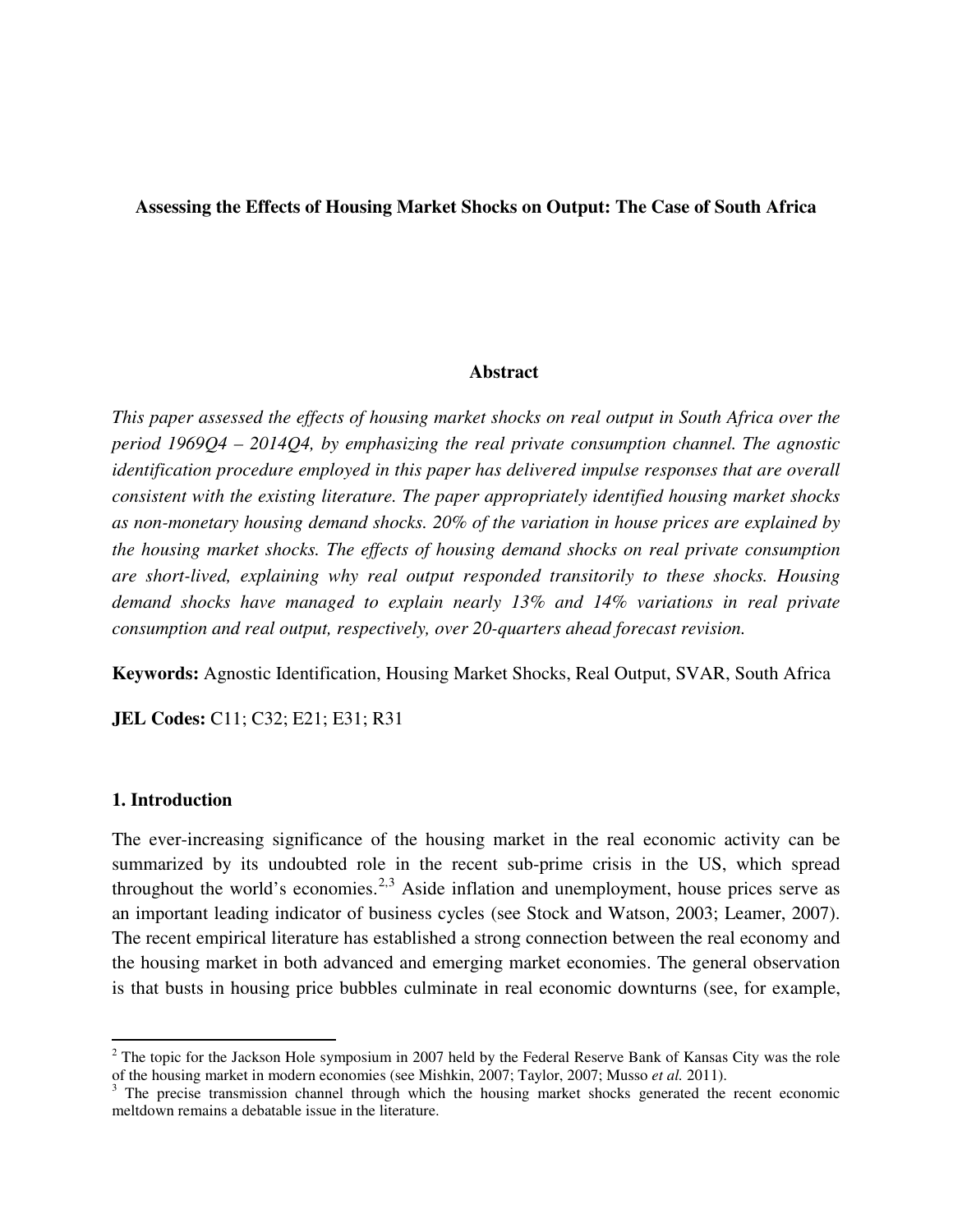**Assessing the Effects of Housing Market Shocks on Output: The Case of South Africa**

**Abstract**

*This paper assessed the effects of housing market shocks on real output in South Africa over the period 1969Q4 – 2014Q4, by emphasizing the real private consumption channel. The agnostic identification procedure employed in this paper has delivered impulse responses that are overall consistent with the existing literature. The paper appropriately identified housing market shocks as non-monetary housing demand shocks. 20% of the variation in house prices are explained by the housing market shocks. The effects of housing demand shocks on real private consumption are short-lived, explaining why real output responded transitorily to these shocks. Housing demand shocks have managed to explain nearly 13% and 14% variations in real private consumption and real output, respectively, over 20-quarters ahead forecast revision.*

**Keywords:** Agnostic Identification, Housing Market Shocks, Real Output, SVAR, South Africa

**JEL Codes:** C11; C32; E21; E31; R31

## 1. Introduction

The ever-increasing significance of the housing market in the real economic activity can be summarized by its undoubted role in the recent sub-prime crisis in the US, which spread throughout the world's economies.[2,3] Aside inflation and unemployment, house prices serve as an important leading indicator of business cycles (see Stock and Watson, 2003; Leamer, 2007). The recent empirical literature has established a strong connection between the real economy and the housing market in both advanced and emerging market economies. The general observation is that busts in housing price bubbles culminate in real economic downturns (see, for example,

[2] The topic for the Jackson Hole symposium in 2007 held by the Federal Reserve Bank of Kansas City was the role of the housing market in modern economies (see Mishkin, 2007; Taylor, 2007; Musso *et al.* 2011).

[3] The precise transmission channel through which the housing market shocks generated the recent economic meltdown remains a debatable issue in the literature.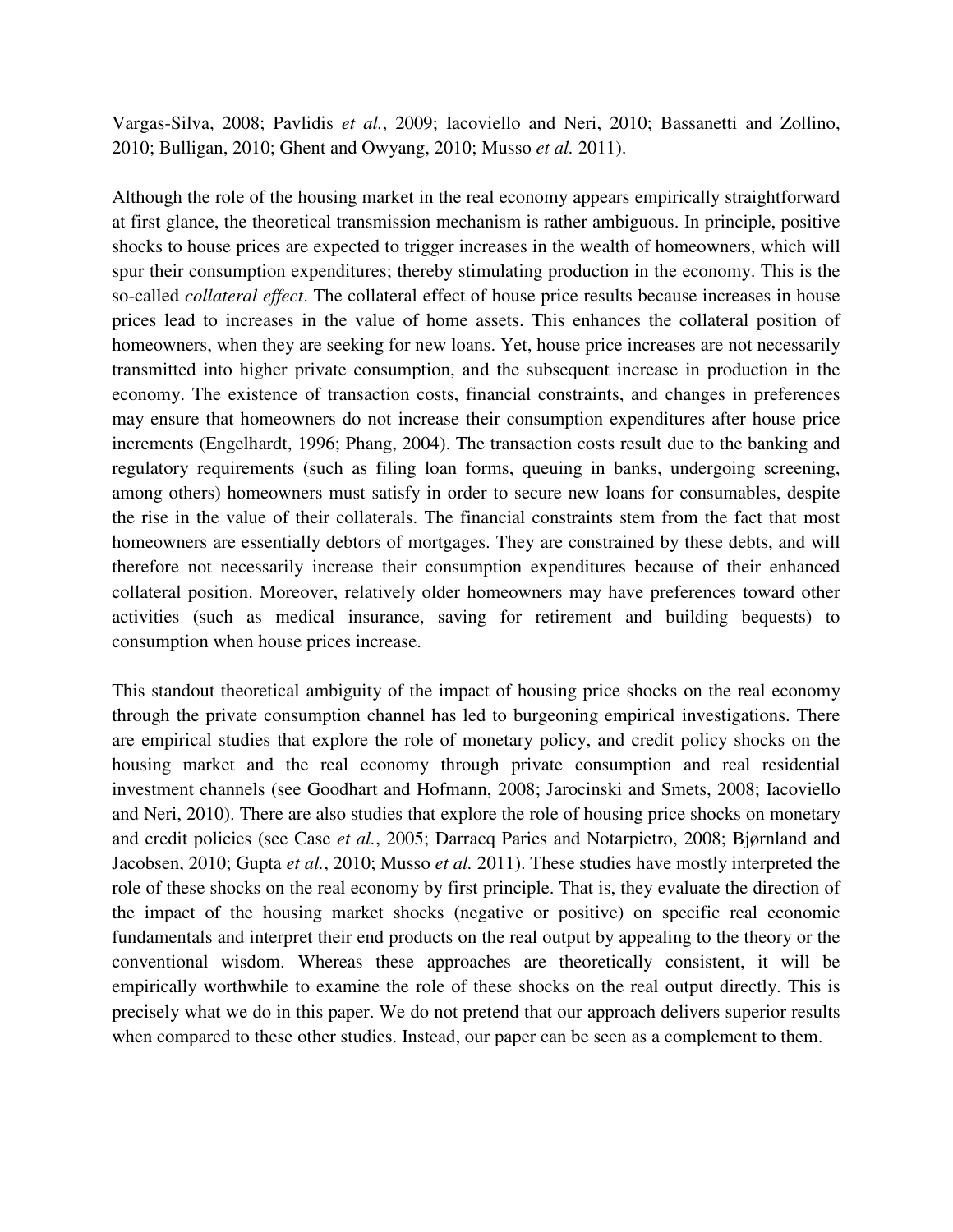Vargas-Silva, 2008; Pavlidis *et al.*, 2009; Iacoviello and Neri, 2010; Bassanetti and Zollino, 2010; Bulligan, 2010; Ghent and Owyang, 2010; Musso *et al.* 2011).

Although the role of the housing market in the real economy appears empirically straightforward at first glance, the theoretical transmission mechanism is rather ambiguous. In principle, positive shocks to house prices are expected to trigger increases in the wealth of homeowners, which will spur their consumption expenditures; thereby stimulating production in the economy. This is the so-called *collateral effect*. The collateral effect of house price results because increases in house prices lead to increases in the value of home assets. This enhances the collateral position of homeowners, when they are seeking for new loans. Yet, house price increases are not necessarily transmitted into higher private consumption, and the subsequent increase in production in the economy. The existence of transaction costs, financial constraints, and changes in preferences may ensure that homeowners do not increase their consumption expenditures after house price increments (Engelhardt, 1996; Phang, 2004). The transaction costs result due to the banking and regulatory requirements (such as filing loan forms, queuing in banks, undergoing screening, among others) homeowners must satisfy in order to secure new loans for consumables, despite the rise in the value of their collaterals. The financial constraints stem from the fact that most homeowners are essentially debtors of mortgages. They are constrained by these debts, and will therefore not necessarily increase their consumption expenditures because of their enhanced collateral position. Moreover, relatively older homeowners may have preferences toward other activities (such as medical insurance, saving for retirement and building bequests) to consumption when house prices increase.

This standout theoretical ambiguity of the impact of housing price shocks on the real economy through the private consumption channel has led to burgeoning empirical investigations. There are empirical studies that explore the role of monetary policy, and credit policy shocks on the housing market and the real economy through private consumption and real residential investment channels (see Goodhart and Hofmann, 2008; Jarocinski and Smets, 2008; Iacoviello and Neri, 2010). There are also studies that explore the role of housing price shocks on monetary and credit policies (see Case *et al.*, 2005; Darracq Paries and Notarpietro, 2008; Bjørnland and Jacobsen, 2010; Gupta *et al.*, 2010; Musso *et al.* 2011). These studies have mostly interpreted the role of these shocks on the real economy by first principle. That is, they evaluate the direction of the impact of the housing market shocks (negative or positive) on specific real economic fundamentals and interpret their end products on the real output by appealing to the theory or the conventional wisdom. Whereas these approaches are theoretically consistent, it will be empirically worthwhile to examine the role of these shocks on the real output directly. This is precisely what we do in this paper. We do not pretend that our approach delivers superior results when compared to these other studies. Instead, our paper can be seen as a complement to them.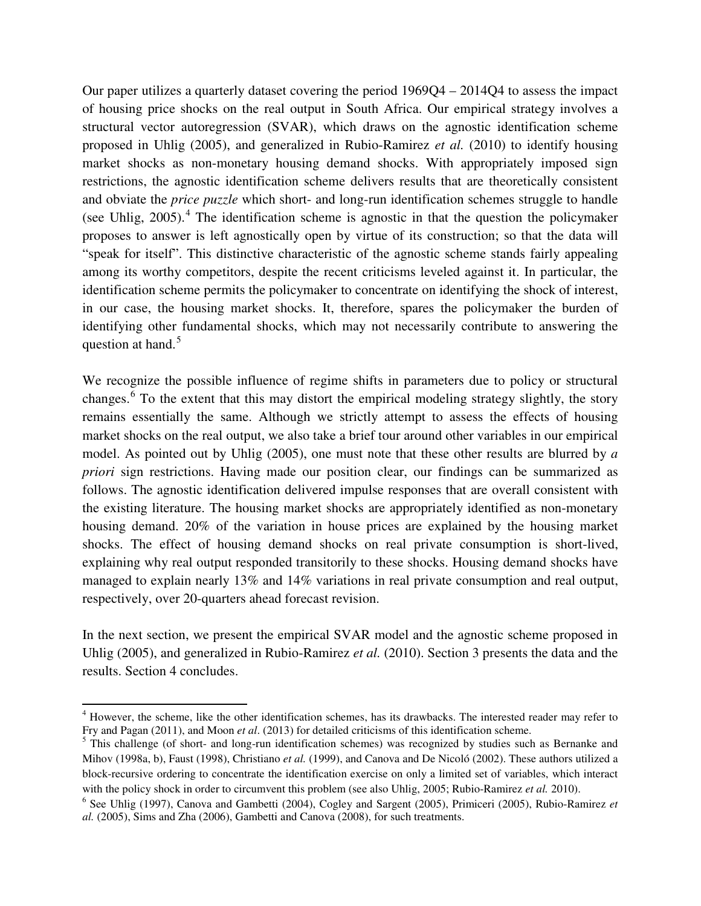Our paper utilizes a quarterly dataset covering the period 1969Q4 – 2014Q4 to assess the impact of housing price shocks on the real output in South Africa. Our empirical strategy involves a structural vector autoregression (SVAR), which draws on the agnostic identification scheme proposed in Uhlig (2005), and generalized in Rubio-Ramirez *et al.* (2010) to identify housing market shocks as non-monetary housing demand shocks. With appropriately imposed sign restrictions, the agnostic identification scheme delivers results that are theoretically consistent and obviate the *price puzzle* which short- and long-run identification schemes struggle to handle (see Uhlig, 2005).[4] The identification scheme is agnostic in that the question the policymaker proposes to answer is left agnostically open by virtue of its construction; so that the data will "speak for itself". This distinctive characteristic of the agnostic scheme stands fairly appealing among its worthy competitors, despite the recent criticisms leveled against it. In particular, the identification scheme permits the policymaker to concentrate on identifying the shock of interest, in our case, the housing market shocks. It, therefore, spares the policymaker the burden of identifying other fundamental shocks, which may not necessarily contribute to answering the question at hand.[5]

We recognize the possible influence of regime shifts in parameters due to policy or structural changes.[6] To the extent that this may distort the empirical modeling strategy slightly, the story remains essentially the same. Although we strictly attempt to assess the effects of housing market shocks on the real output, we also take a brief tour around other variables in our empirical model. As pointed out by Uhlig (2005), one must note that these other results are blurred by *a priori* sign restrictions. Having made our position clear, our findings can be summarized as follows. The agnostic identification delivered impulse responses that are overall consistent with the existing literature. The housing market shocks are appropriately identified as non-monetary housing demand. 20% of the variation in house prices are explained by the housing market shocks. The effect of housing demand shocks on real private consumption is short-lived, explaining why real output responded transitorily to these shocks. Housing demand shocks have managed to explain nearly 13% and 14% variations in real private consumption and real output, respectively, over 20-quarters ahead forecast revision.

In the next section, we present the empirical SVAR model and the agnostic scheme proposed in Uhlig (2005), and generalized in Rubio-Ramirez *et al.* (2010). Section 3 presents the data and the results. Section 4 concludes.

---

[4] However, the scheme, like the other identification schemes, has its drawbacks. The interested reader may refer to Fry and Pagan (2011), and Moon *et al*. (2013) for detailed criticisms of this identification scheme.

[5] This challenge (of short- and long-run identification schemes) was recognized by studies such as Bernanke and Mihov (1998a, b), Faust (1998), Christiano *et al.* (1999), and Canova and De Nicoló (2002). These authors utilized a block-recursive ordering to concentrate the identification exercise on only a limited set of variables, which interact with the policy shock in order to circumvent this problem (see also Uhlig, 2005; Rubio-Ramirez *et al.* 2010).

[6] See Uhlig (1997), Canova and Gambetti (2004), Cogley and Sargent (2005), Primiceri (2005), Rubio-Ramirez *et al.* (2005), Sims and Zha (2006), Gambetti and Canova (2008), for such treatments.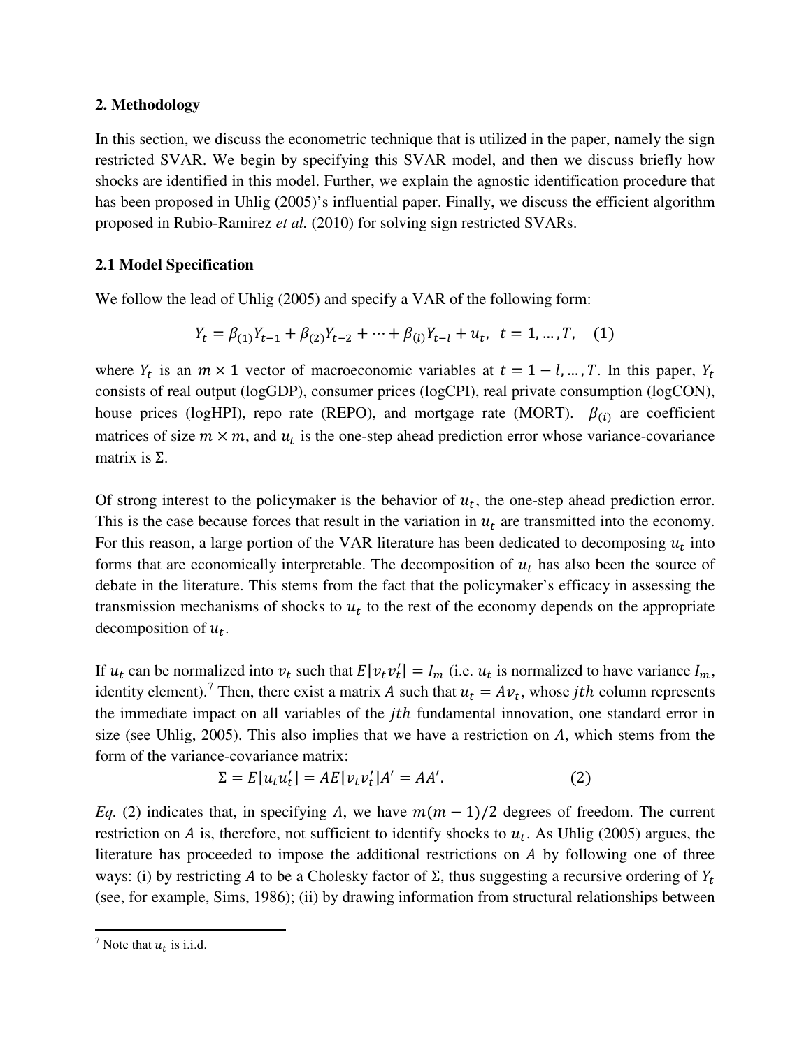## 2. Methodology

In this section, we discuss the econometric technique that is utilized in the paper, namely the sign restricted SVAR. We begin by specifying this SVAR model, and then we discuss briefly how shocks are identified in this model. Further, we explain the agnostic identification procedure that has been proposed in Uhlig (2005)'s influential paper. Finally, we discuss the efficient algorithm proposed in Rubio-Ramirez *et al.* (2010) for solving sign restricted SVARs.

### 2.1 Model Specification

We follow the lead of Uhlig (2005) and specify a VAR of the following form:

$$Y_t = \beta_{(1)}Y_{t-1} + \beta_{(2)}Y_{t-2} + \cdots + \beta_{(l)}Y_{t-l} + u_t, \quad t = 1, \ldots, T, \quad (1)$$

where $Y_t$ is an $m \times 1$ vector of macroeconomic variables at $t = 1 - l, \ldots, T$. In this paper, $Y_t$ consists of real output (logGDP), consumer prices (logCPI), real private consumption (logCON), house prices (logHPI), repo rate (REPO), and mortgage rate (MORT). $\beta_{(i)}$ are coefficient matrices of size $m \times m$, and $u_t$ is the one-step ahead prediction error whose variance-covariance matrix is $\Sigma$.

Of strong interest to the policymaker is the behavior of $u_t$, the one-step ahead prediction error. This is the case because forces that result in the variation in $u_t$ are transmitted into the economy. For this reason, a large portion of the VAR literature has been dedicated to decomposing $u_t$ into forms that are economically interpretable. The decomposition of $u_t$ has also been the source of debate in the literature. This stems from the fact that the policymaker's efficacy in assessing the transmission mechanisms of shocks to $u_t$ to the rest of the economy depends on the appropriate decomposition of $u_t$.

If $u_t$ can be normalized into $v_t$ such that $E[v_t v_t'] = I_m$ (i.e. $u_t$ is normalized to have variance $I_m$, identity element).[7] Then, there exist a matrix $A$ such that $u_t = Av_t$, whose $jth$ column represents the immediate impact on all variables of the $jth$ fundamental innovation, one standard error in size (see Uhlig, 2005). This also implies that we have a restriction on $A$, which stems from the form of the variance-covariance matrix:

$$\Sigma = E[u_t u_t'] = AE[v_t v_t']A' = AA'. \quad (2)$$

*Eq.* (2) indicates that, in specifying $A$, we have $m(m-1)/2$ degrees of freedom. The current restriction on $A$ is, therefore, not sufficient to identify shocks to $u_t$. As Uhlig (2005) argues, the literature has proceeded to impose the additional restrictions on $A$ by following one of three ways: (i) by restricting $A$ to be a Cholesky factor of $\Sigma$, thus suggesting a recursive ordering of $Y_t$ (see, for example, Sims, 1986); (ii) by drawing information from structural relationships between

[7] Note that $u_t$ is i.i.d.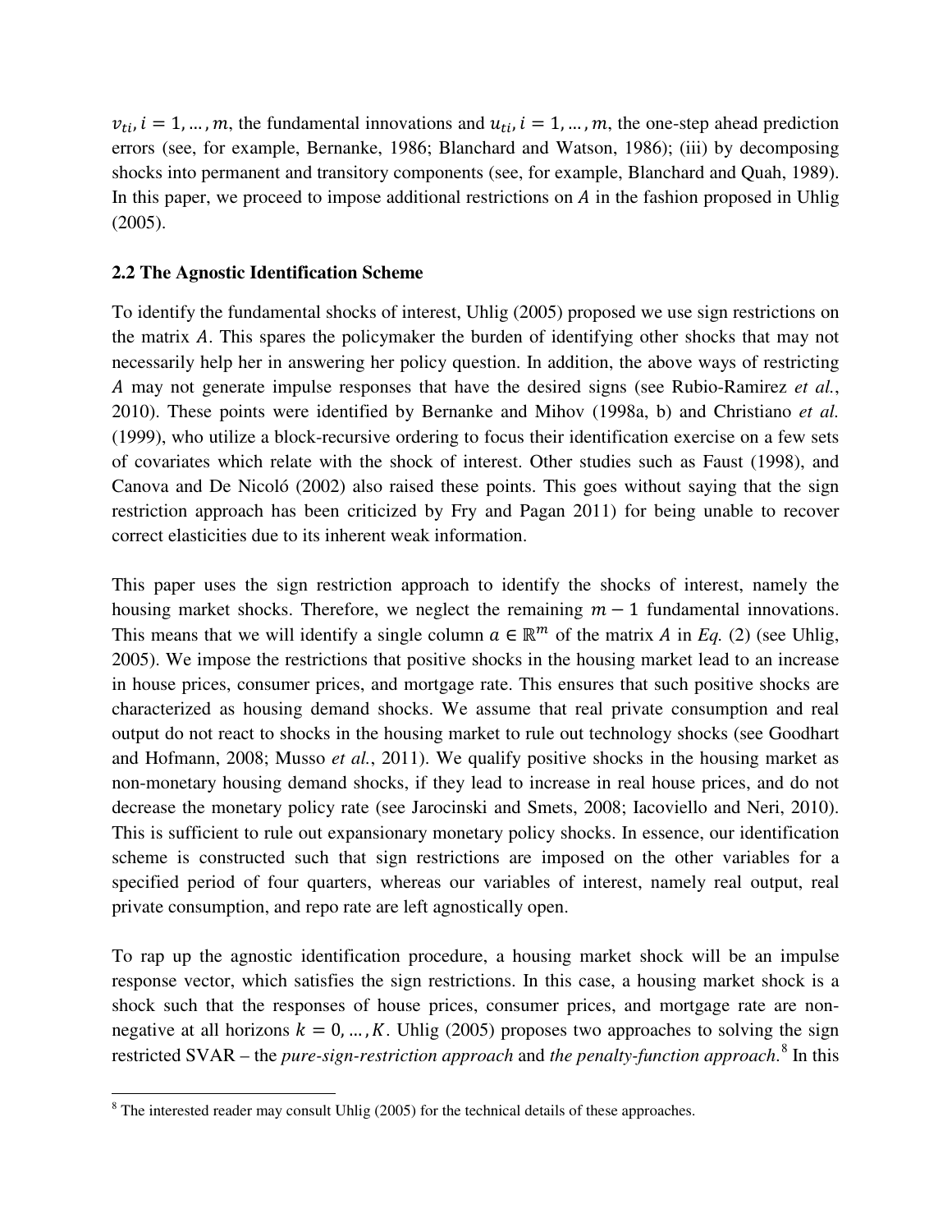$v_{ti}, i = 1, \dots, m$, the fundamental innovations and $u_{ti}, i = 1, \dots, m$, the one-step ahead prediction errors (see, for example, Bernanke, 1986; Blanchard and Watson, 1986); (iii) by decomposing shocks into permanent and transitory components (see, for example, Blanchard and Quah, 1989). In this paper, we proceed to impose additional restrictions on $A$ in the fashion proposed in Uhlig (2005).

### 2.2 The Agnostic Identification Scheme

To identify the fundamental shocks of interest, Uhlig (2005) proposed we use sign restrictions on the matrix $A$. This spares the policymaker the burden of identifying other shocks that may not necessarily help her in answering her policy question. In addition, the above ways of restricting $A$ may not generate impulse responses that have the desired signs (see Rubio-Ramirez *et al.*, 2010). These points were identified by Bernanke and Mihov (1998a, b) and Christiano *et al.* (1999), who utilize a block-recursive ordering to focus their identification exercise on a few sets of covariates which relate with the shock of interest. Other studies such as Faust (1998), and Canova and De Nicoló (2002) also raised these points. This goes without saying that the sign restriction approach has been criticized by Fry and Pagan 2011) for being unable to recover correct elasticities due to its inherent weak information.

This paper uses the sign restriction approach to identify the shocks of interest, namely the housing market shocks. Therefore, we neglect the remaining $m - 1$ fundamental innovations. This means that we will identify a single column $a \in \mathbb{R}^m$ of the matrix $A$ in *Eq.* (2) (see Uhlig, 2005). We impose the restrictions that positive shocks in the housing market lead to an increase in house prices, consumer prices, and mortgage rate. This ensures that such positive shocks are characterized as housing demand shocks. We assume that real private consumption and real output do not react to shocks in the housing market to rule out technology shocks (see Goodhart and Hofmann, 2008; Musso *et al.*, 2011). We qualify positive shocks in the housing market as non-monetary housing demand shocks, if they lead to increase in real house prices, and do not decrease the monetary policy rate (see Jarocinski and Smets, 2008; Iacoviello and Neri, 2010). This is sufficient to rule out expansionary monetary policy shocks. In essence, our identification scheme is constructed such that sign restrictions are imposed on the other variables for a specified period of four quarters, whereas our variables of interest, namely real output, real private consumption, and repo rate are left agnostically open.

To rap up the agnostic identification procedure, a housing market shock will be an impulse response vector, which satisfies the sign restrictions. In this case, a housing market shock is a shock such that the responses of house prices, consumer prices, and mortgage rate are non-negative at all horizons $k = 0, \dots, K$. Uhlig (2005) proposes two approaches to solving the sign restricted SVAR – the *pure-sign-restriction approach* and *the penalty-function approach*.[8] In this

[8] The interested reader may consult Uhlig (2005) for the technical details of these approaches.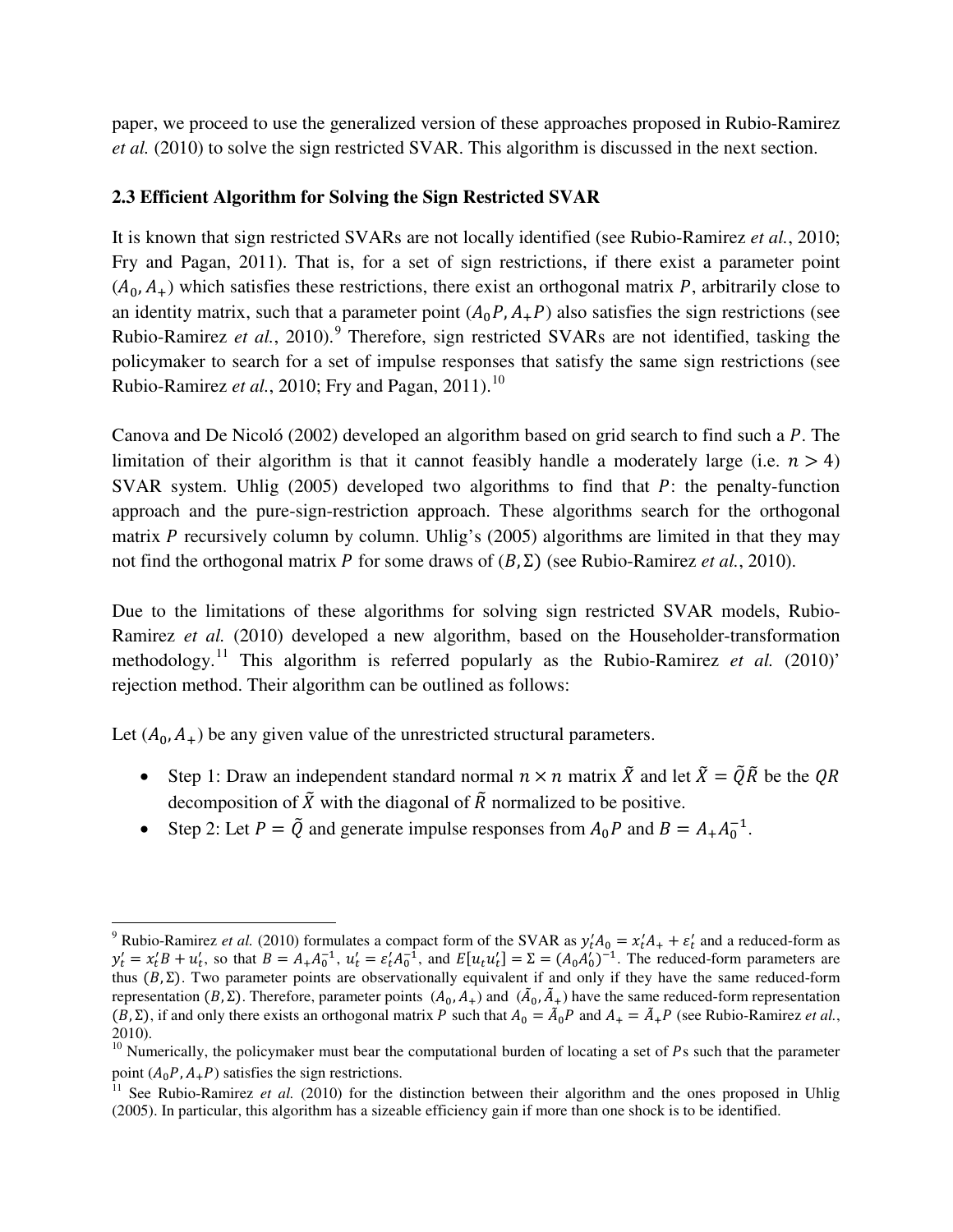paper, we proceed to use the generalized version of these approaches proposed in Rubio-Ramirez *et al.* (2010) to solve the sign restricted SVAR. This algorithm is discussed in the next section.

### 2.3 Efficient Algorithm for Solving the Sign Restricted SVAR

It is known that sign restricted SVARs are not locally identified (see Rubio-Ramirez *et al.*, 2010; Fry and Pagan, 2011). That is, for a set of sign restrictions, if there exist a parameter point $(A_0, A_+)$ which satisfies these restrictions, there exist an orthogonal matrix $P$, arbitrarily close to an identity matrix, such that a parameter point $(A_0P, A_+P)$ also satisfies the sign restrictions (see Rubio-Ramirez *et al.*, 2010).[9] Therefore, sign restricted SVARs are not identified, tasking the policymaker to search for a set of impulse responses that satisfy the same sign restrictions (see Rubio-Ramirez *et al.*, 2010; Fry and Pagan, 2011).[10]

Canova and De Nicoló (2002) developed an algorithm based on grid search to find such a $P$. The limitation of their algorithm is that it cannot feasibly handle a moderately large (i.e. $n > 4$) SVAR system. Uhlig (2005) developed two algorithms to find that $P$: the penalty-function approach and the pure-sign-restriction approach. These algorithms search for the orthogonal matrix $P$ recursively column by column. Uhlig's (2005) algorithms are limited in that they may not find the orthogonal matrix $P$ for some draws of $(B, \Sigma)$ (see Rubio-Ramirez *et al.*, 2010).

Due to the limitations of these algorithms for solving sign restricted SVAR models, Rubio-Ramirez *et al.* (2010) developed a new algorithm, based on the Householder-transformation methodology.[11] This algorithm is referred popularly as the Rubio-Ramirez *et al.* (2010)' rejection method. Their algorithm can be outlined as follows:

Let $(A_0, A_+)$ be any given value of the unrestricted structural parameters.

- Step 1: Draw an independent standard normal $n \times n$ matrix $\tilde{X}$ and let $\tilde{X} = \tilde{Q}\tilde{R}$ be the $QR$ decomposition of $\tilde{X}$ with the diagonal of $\tilde{R}$ normalized to be positive.
- Step 2: Let $P = \tilde{Q}$ and generate impulse responses from $A_0P$ and $B = A_+A_0^{-1}$.

---

[9] Rubio-Ramirez *et al.* (2010) formulates a compact form of the SVAR as $y_t'A_0 = x_t'A_+ + \varepsilon_t'$ and a reduced-form as $y_t' = x_t'B + u_t'$, so that $B = A_+A_0^{-1}$, $u_t' = \varepsilon_t'A_0^{-1}$, and $E[u_tu_t'] = \Sigma = (A_0A_0')^{-1}$. The reduced-form parameters are thus $(B, \Sigma)$. Two parameter points are observationally equivalent if and only if they have the same reduced-form representation $(B, \Sigma)$. Therefore, parameter points $(A_0, A_+)$ and $(\tilde{A}_0, \tilde{A}_+)$ have the same reduced-form representation $(B, \Sigma)$, if and only there exists an orthogonal matrix $P$ such that $A_0 = \tilde{A}_0P$ and $A_+ = \tilde{A}_+P$ (see Rubio-Ramirez *et al.*, 2010).

[10] Numerically, the policymaker must bear the computational burden of locating a set of $P$s such that the parameter point $(A_0P, A_+P)$ satisfies the sign restrictions.

[11] See Rubio-Ramirez *et al.* (2010) for the distinction between their algorithm and the ones proposed in Uhlig (2005). In particular, this algorithm has a sizeable efficiency gain if more than one shock is to be identified.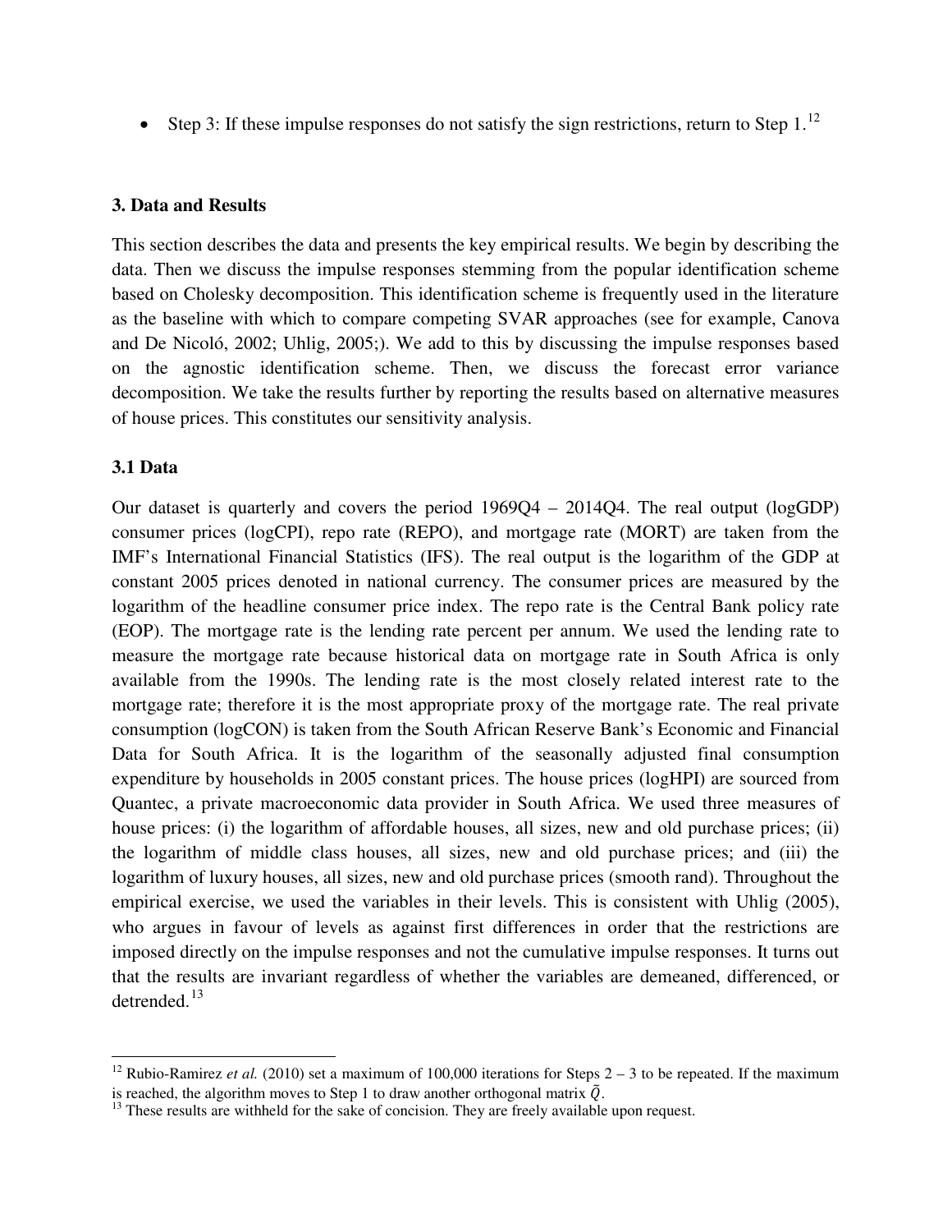- Step 3: If these impulse responses do not satisfy the sign restrictions, return to Step 1.[12]

### 3. Data and Results

This section describes the data and presents the key empirical results. We begin by describing the data. Then we discuss the impulse responses stemming from the popular identification scheme based on Cholesky decomposition. This identification scheme is frequently used in the literature as the baseline with which to compare competing SVAR approaches (see for example, Canova and De Nicoló, 2002; Uhlig, 2005;). We add to this by discussing the impulse responses based on the agnostic identification scheme. Then, we discuss the forecast error variance decomposition. We take the results further by reporting the results based on alternative measures of house prices. This constitutes our sensitivity analysis.

### 3.1 Data

Our dataset is quarterly and covers the period 1969Q4 – 2014Q4. The real output (logGDP) consumer prices (logCPI), repo rate (REPO), and mortgage rate (MORT) are taken from the IMF's International Financial Statistics (IFS). The real output is the logarithm of the GDP at constant 2005 prices denoted in national currency. The consumer prices are measured by the logarithm of the headline consumer price index. The repo rate is the Central Bank policy rate (EOP). The mortgage rate is the lending rate percent per annum. We used the lending rate to measure the mortgage rate because historical data on mortgage rate in South Africa is only available from the 1990s. The lending rate is the most closely related interest rate to the mortgage rate; therefore it is the most appropriate proxy of the mortgage rate. The real private consumption (logCON) is taken from the South African Reserve Bank's Economic and Financial Data for South Africa. It is the logarithm of the seasonally adjusted final consumption expenditure by households in 2005 constant prices. The house prices (logHPI) are sourced from Quantec, a private macroeconomic data provider in South Africa. We used three measures of house prices: (i) the logarithm of affordable houses, all sizes, new and old purchase prices; (ii) the logarithm of middle class houses, all sizes, new and old purchase prices; and (iii) the logarithm of luxury houses, all sizes, new and old purchase prices (smooth rand). Throughout the empirical exercise, we used the variables in their levels. This is consistent with Uhlig (2005), who argues in favour of levels as against first differences in order that the restrictions are imposed directly on the impulse responses and not the cumulative impulse responses. It turns out that the results are invariant regardless of whether the variables are demeaned, differenced, or detrended.[13]

---

[12] Rubio-Ramirez *et al.* (2010) set a maximum of 100,000 iterations for Steps 2 – 3 to be repeated. If the maximum is reached, the algorithm moves to Step 1 to draw another orthogonal matrix $\tilde{Q}$.

[13] These results are withheld for the sake of concision. They are freely available upon request.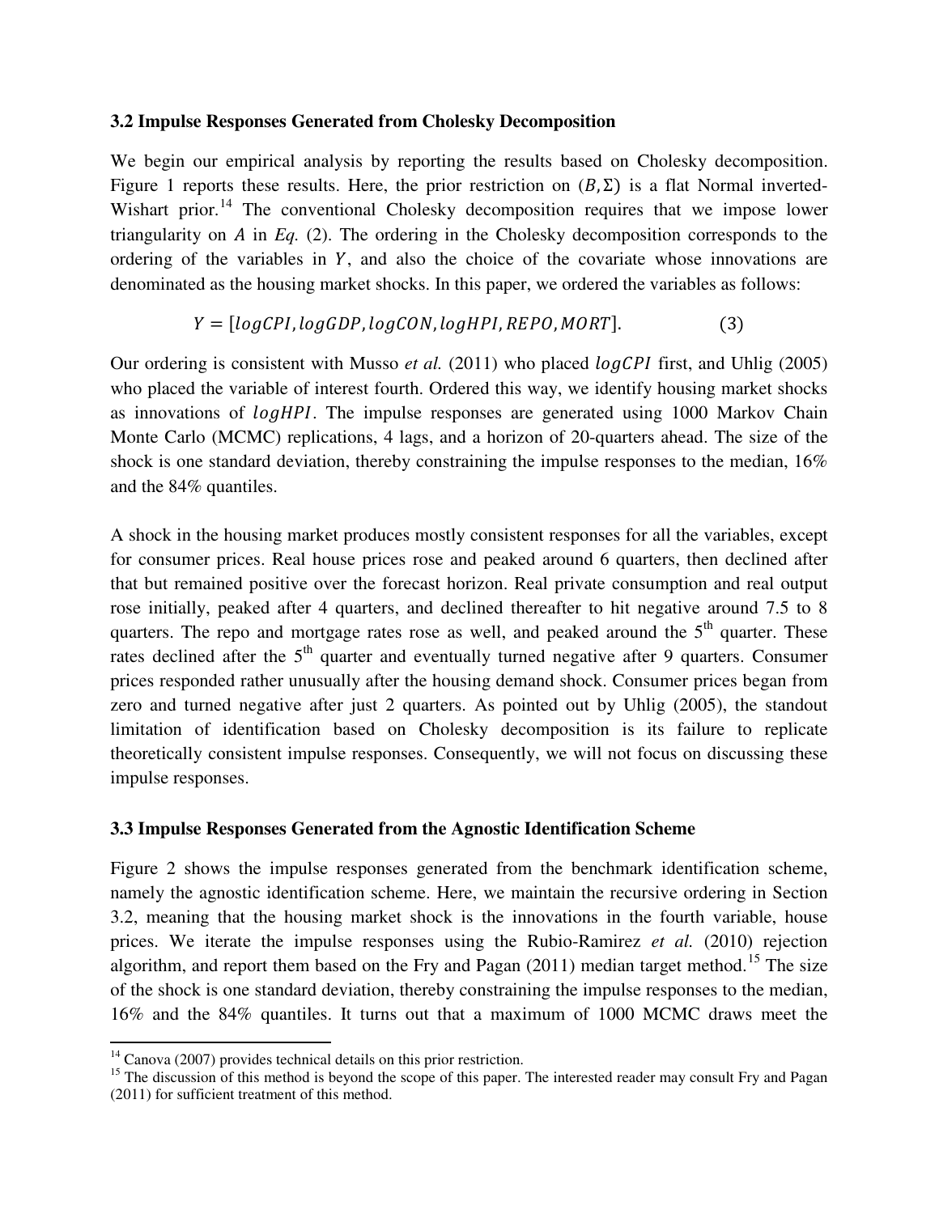### 3.2 Impulse Responses Generated from Cholesky Decomposition

We begin our empirical analysis by reporting the results based on Cholesky decomposition. Figure 1 reports these results. Here, the prior restriction on $(B, \Sigma)$ is a flat Normal inverted-Wishart prior.[14] The conventional Cholesky decomposition requires that we impose lower triangularity on $A$ in *Eq.* (2). The ordering in the Cholesky decomposition corresponds to the ordering of the variables in $Y$, and also the choice of the covariate whose innovations are denominated as the housing market shocks. In this paper, we ordered the variables as follows:

$$Y = [logCPI, logGDP, logCON, logHPI, REPO, MORT]. \tag{3}$$

Our ordering is consistent with Musso *et al.* (2011) who placed $logCPI$ first, and Uhlig (2005) who placed the variable of interest fourth. Ordered this way, we identify housing market shocks as innovations of $logHPI$. The impulse responses are generated using 1000 Markov Chain Monte Carlo (MCMC) replications, 4 lags, and a horizon of 20-quarters ahead. The size of the shock is one standard deviation, thereby constraining the impulse responses to the median, 16% and the 84% quantiles.

A shock in the housing market produces mostly consistent responses for all the variables, except for consumer prices. Real house prices rose and peaked around 6 quarters, then declined after that but remained positive over the forecast horizon. Real private consumption and real output rose initially, peaked after 4 quarters, and declined thereafter to hit negative around 7.5 to 8 quarters. The repo and mortgage rates rose as well, and peaked around the 5th quarter. These rates declined after the 5th quarter and eventually turned negative after 9 quarters. Consumer prices responded rather unusually after the housing demand shock. Consumer prices began from zero and turned negative after just 2 quarters. As pointed out by Uhlig (2005), the standout limitation of identification based on Cholesky decomposition is its failure to replicate theoretically consistent impulse responses. Consequently, we will not focus on discussing these impulse responses.

### 3.3 Impulse Responses Generated from the Agnostic Identification Scheme

Figure 2 shows the impulse responses generated from the benchmark identification scheme, namely the agnostic identification scheme. Here, we maintain the recursive ordering in Section 3.2, meaning that the housing market shock is the innovations in the fourth variable, house prices. We iterate the impulse responses using the Rubio-Ramirez *et al.* (2010) rejection algorithm, and report them based on the Fry and Pagan (2011) median target method.[15] The size of the shock is one standard deviation, thereby constraining the impulse responses to the median, 16% and the 84% quantiles. It turns out that a maximum of 1000 MCMC draws meet the

[14] Canova (2007) provides technical details on this prior restriction.

[15] The discussion of this method is beyond the scope of this paper. The interested reader may consult Fry and Pagan (2011) for sufficient treatment of this method.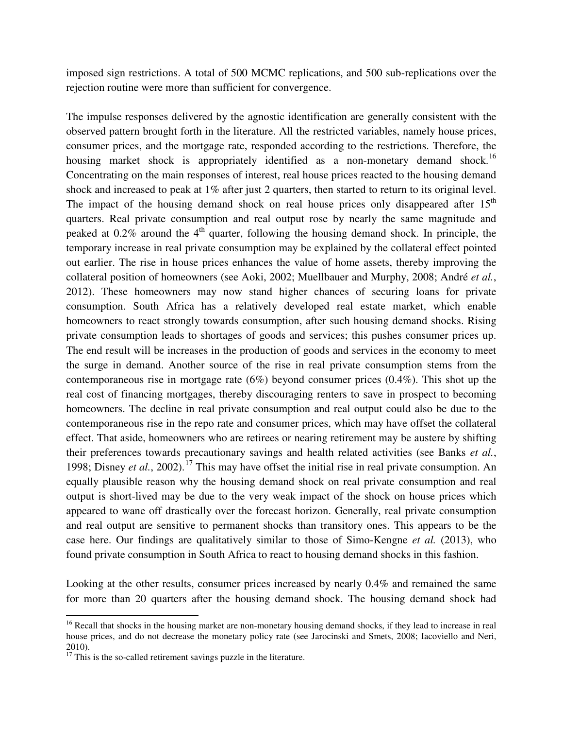imposed sign restrictions. A total of 500 MCMC replications, and 500 sub-replications over the rejection routine were more than sufficient for convergence.

The impulse responses delivered by the agnostic identification are generally consistent with the observed pattern brought forth in the literature. All the restricted variables, namely house prices, consumer prices, and the mortgage rate, responded according to the restrictions. Therefore, the housing market shock is appropriately identified as a non-monetary demand shock.[16] Concentrating on the main responses of interest, real house prices reacted to the housing demand shock and increased to peak at 1% after just 2 quarters, then started to return to its original level. The impact of the housing demand shock on real house prices only disappeared after 15th quarters. Real private consumption and real output rose by nearly the same magnitude and peaked at 0.2% around the 4th quarter, following the housing demand shock. In principle, the temporary increase in real private consumption may be explained by the collateral effect pointed out earlier. The rise in house prices enhances the value of home assets, thereby improving the collateral position of homeowners (see Aoki, 2002; Muellbauer and Murphy, 2008; André *et al.*, 2012). These homeowners may now stand higher chances of securing loans for private consumption. South Africa has a relatively developed real estate market, which enable homeowners to react strongly towards consumption, after such housing demand shocks. Rising private consumption leads to shortages of goods and services; this pushes consumer prices up. The end result will be increases in the production of goods and services in the economy to meet the surge in demand. Another source of the rise in real private consumption stems from the contemporaneous rise in mortgage rate (6%) beyond consumer prices (0.4%). This shot up the real cost of financing mortgages, thereby discouraging renters to save in prospect to becoming homeowners. The decline in real private consumption and real output could also be due to the contemporaneous rise in the repo rate and consumer prices, which may have offset the collateral effect. That aside, homeowners who are retirees or nearing retirement may be austere by shifting their preferences towards precautionary savings and health related activities (see Banks *et al.*, 1998; Disney *et al.*, 2002).[17] This may have offset the initial rise in real private consumption. An equally plausible reason why the housing demand shock on real private consumption and real output is short-lived may be due to the very weak impact of the shock on house prices which appeared to wane off drastically over the forecast horizon. Generally, real private consumption and real output are sensitive to permanent shocks than transitory ones. This appears to be the case here. Our findings are qualitatively similar to those of Simo-Kengne *et al.* (2013), who found private consumption in South Africa to react to housing demand shocks in this fashion.

Looking at the other results, consumer prices increased by nearly 0.4% and remained the same for more than 20 quarters after the housing demand shock. The housing demand shock had

[16] Recall that shocks in the housing market are non-monetary housing demand shocks, if they lead to increase in real house prices, and do not decrease the monetary policy rate (see Jarocinski and Smets, 2008; Iacoviello and Neri, 2010).

[17] This is the so-called retirement savings puzzle in the literature.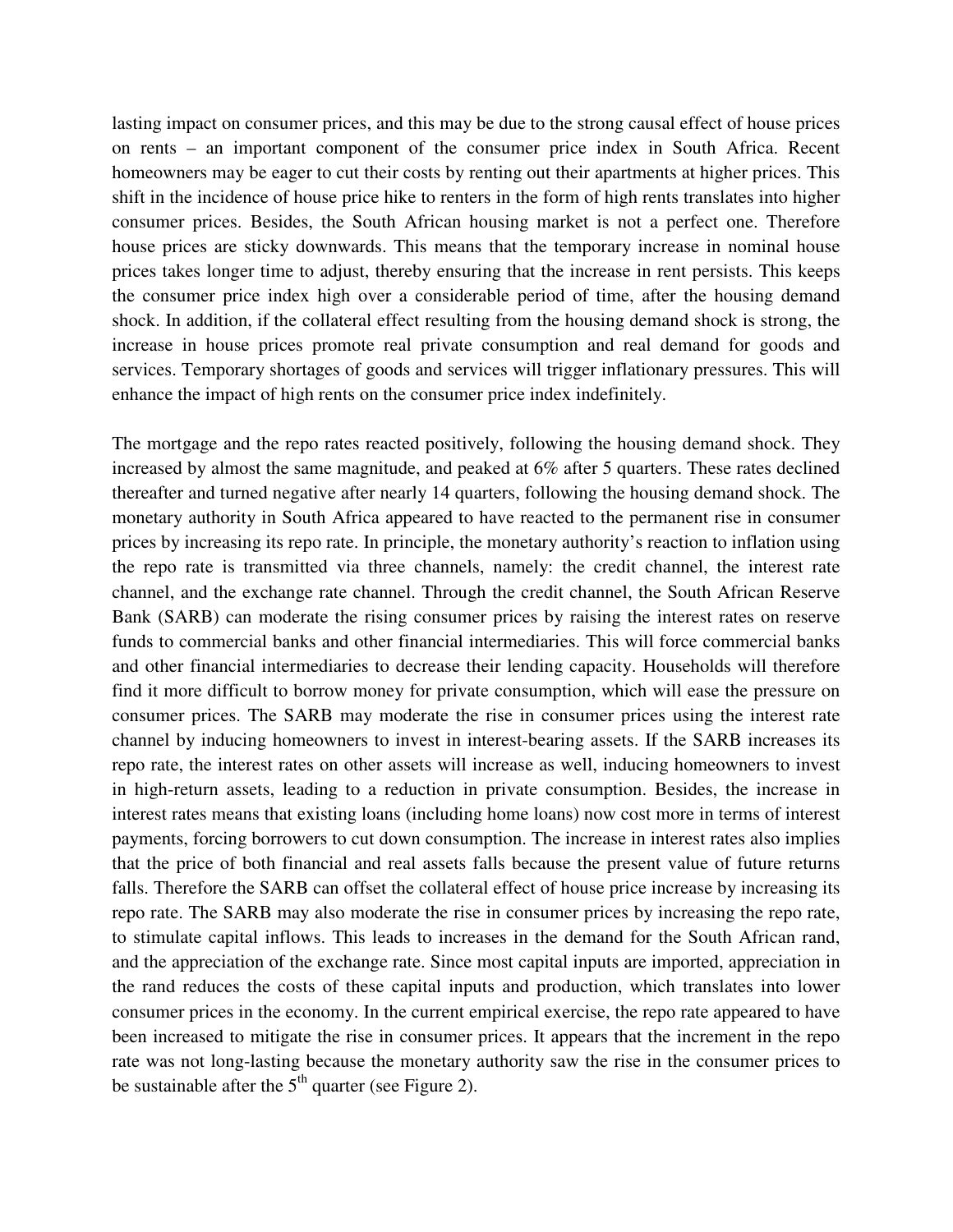lasting impact on consumer prices, and this may be due to the strong causal effect of house prices on rents – an important component of the consumer price index in South Africa. Recent homeowners may be eager to cut their costs by renting out their apartments at higher prices. This shift in the incidence of house price hike to renters in the form of high rents translates into higher consumer prices. Besides, the South African housing market is not a perfect one. Therefore house prices are sticky downwards. This means that the temporary increase in nominal house prices takes longer time to adjust, thereby ensuring that the increase in rent persists. This keeps the consumer price index high over a considerable period of time, after the housing demand shock. In addition, if the collateral effect resulting from the housing demand shock is strong, the increase in house prices promote real private consumption and real demand for goods and services. Temporary shortages of goods and services will trigger inflationary pressures. This will enhance the impact of high rents on the consumer price index indefinitely.

The mortgage and the repo rates reacted positively, following the housing demand shock. They increased by almost the same magnitude, and peaked at 6% after 5 quarters. These rates declined thereafter and turned negative after nearly 14 quarters, following the housing demand shock. The monetary authority in South Africa appeared to have reacted to the permanent rise in consumer prices by increasing its repo rate. In principle, the monetary authority's reaction to inflation using the repo rate is transmitted via three channels, namely: the credit channel, the interest rate channel, and the exchange rate channel. Through the credit channel, the South African Reserve Bank (SARB) can moderate the rising consumer prices by raising the interest rates on reserve funds to commercial banks and other financial intermediaries. This will force commercial banks and other financial intermediaries to decrease their lending capacity. Households will therefore find it more difficult to borrow money for private consumption, which will ease the pressure on consumer prices. The SARB may moderate the rise in consumer prices using the interest rate channel by inducing homeowners to invest in interest-bearing assets. If the SARB increases its repo rate, the interest rates on other assets will increase as well, inducing homeowners to invest in high-return assets, leading to a reduction in private consumption. Besides, the increase in interest rates means that existing loans (including home loans) now cost more in terms of interest payments, forcing borrowers to cut down consumption. The increase in interest rates also implies that the price of both financial and real assets falls because the present value of future returns falls. Therefore the SARB can offset the collateral effect of house price increase by increasing its repo rate. The SARB may also moderate the rise in consumer prices by increasing the repo rate, to stimulate capital inflows. This leads to increases in the demand for the South African rand, and the appreciation of the exchange rate. Since most capital inputs are imported, appreciation in the rand reduces the costs of these capital inputs and production, which translates into lower consumer prices in the economy. In the current empirical exercise, the repo rate appeared to have been increased to mitigate the rise in consumer prices. It appears that the increment in the repo rate was not long-lasting because the monetary authority saw the rise in the consumer prices to be sustainable after the 5th quarter (see Figure 2).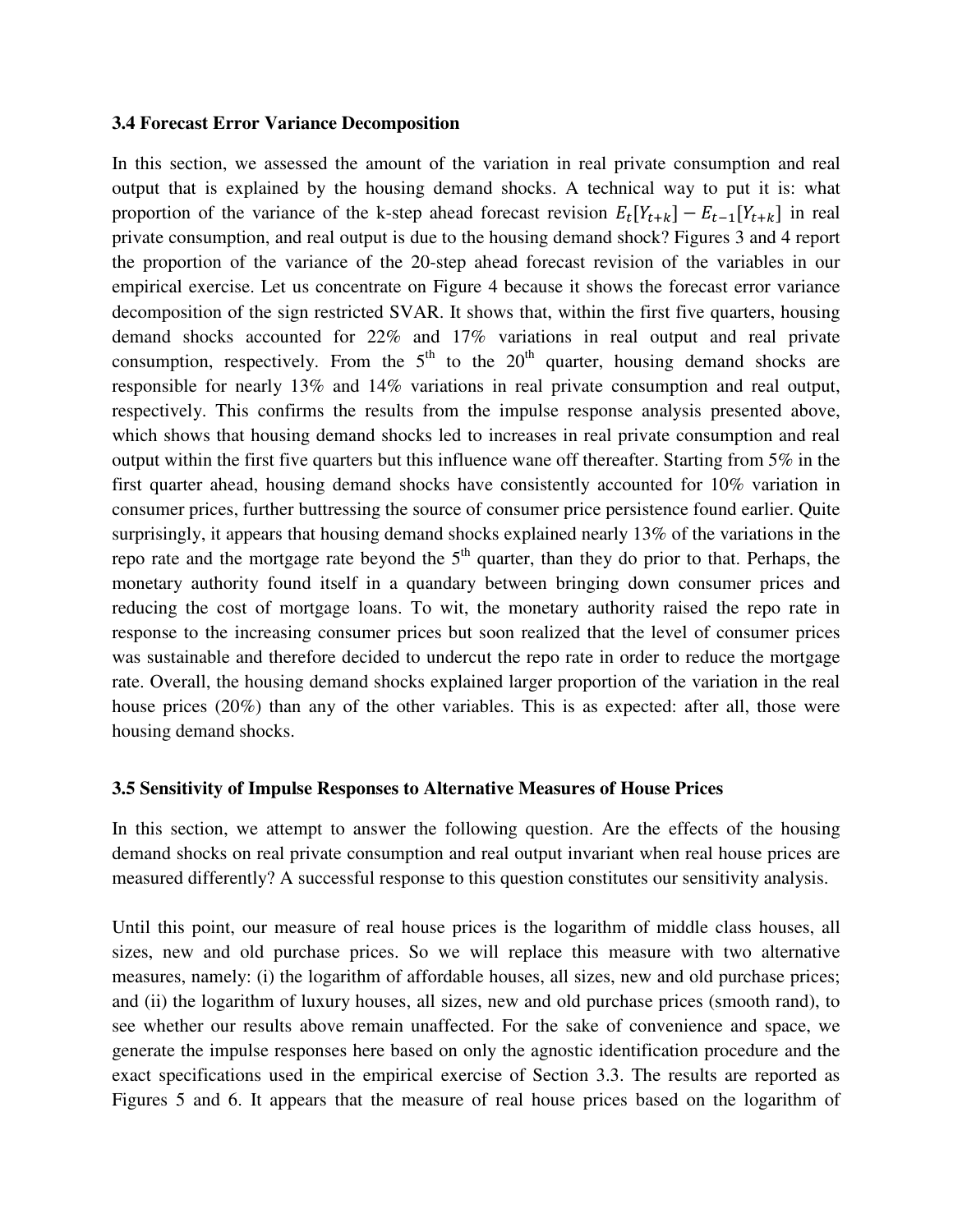### 3.4 Forecast Error Variance Decomposition

In this section, we assessed the amount of the variation in real private consumption and real output that is explained by the housing demand shocks. A technical way to put it is: what proportion of the variance of the k-step ahead forecast revision $E_t[Y_{t+k}] - E_{t-1}[Y_{t+k}]$ in real private consumption, and real output is due to the housing demand shock? Figures 3 and 4 report the proportion of the variance of the 20-step ahead forecast revision of the variables in our empirical exercise. Let us concentrate on Figure 4 because it shows the forecast error variance decomposition of the sign restricted SVAR. It shows that, within the first five quarters, housing demand shocks accounted for 22% and 17% variations in real output and real private consumption, respectively. From the 5th to the 20th quarter, housing demand shocks are responsible for nearly 13% and 14% variations in real private consumption and real output, respectively. This confirms the results from the impulse response analysis presented above, which shows that housing demand shocks led to increases in real private consumption and real output within the first five quarters but this influence wane off thereafter. Starting from 5% in the first quarter ahead, housing demand shocks have consistently accounted for 10% variation in consumer prices, further buttressing the source of consumer price persistence found earlier. Quite surprisingly, it appears that housing demand shocks explained nearly 13% of the variations in the repo rate and the mortgage rate beyond the 5th quarter, than they do prior to that. Perhaps, the monetary authority found itself in a quandary between bringing down consumer prices and reducing the cost of mortgage loans. To wit, the monetary authority raised the repo rate in response to the increasing consumer prices but soon realized that the level of consumer prices was sustainable and therefore decided to undercut the repo rate in order to reduce the mortgage rate. Overall, the housing demand shocks explained larger proportion of the variation in the real house prices (20%) than any of the other variables. This is as expected: after all, those were housing demand shocks.

### 3.5 Sensitivity of Impulse Responses to Alternative Measures of House Prices

In this section, we attempt to answer the following question. Are the effects of the housing demand shocks on real private consumption and real output invariant when real house prices are measured differently? A successful response to this question constitutes our sensitivity analysis.

Until this point, our measure of real house prices is the logarithm of middle class houses, all sizes, new and old purchase prices. So we will replace this measure with two alternative measures, namely: (i) the logarithm of affordable houses, all sizes, new and old purchase prices; and (ii) the logarithm of luxury houses, all sizes, new and old purchase prices (smooth rand), to see whether our results above remain unaffected. For the sake of convenience and space, we generate the impulse responses here based on only the agnostic identification procedure and the exact specifications used in the empirical exercise of Section 3.3. The results are reported as Figures 5 and 6. It appears that the measure of real house prices based on the logarithm of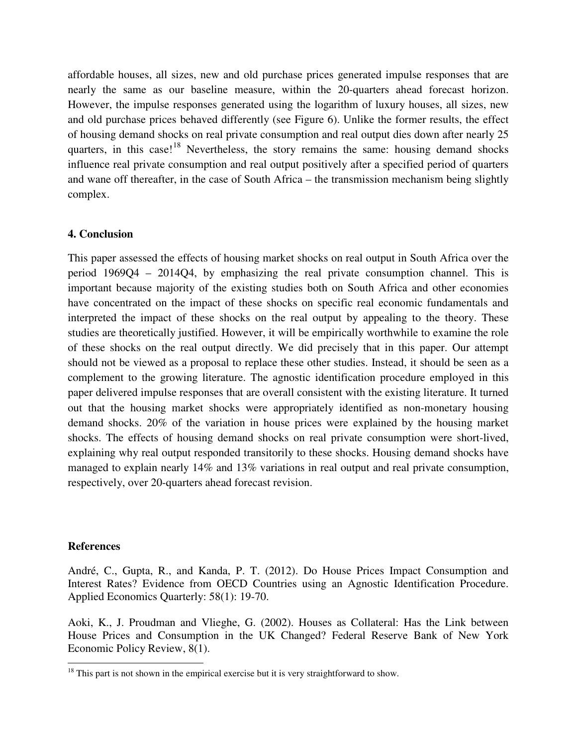affordable houses, all sizes, new and old purchase prices generated impulse responses that are nearly the same as our baseline measure, within the 20-quarters ahead forecast horizon. However, the impulse responses generated using the logarithm of luxury houses, all sizes, new and old purchase prices behaved differently (see Figure 6). Unlike the former results, the effect of housing demand shocks on real private consumption and real output dies down after nearly 25 quarters, in this case![18] Nevertheless, the story remains the same: housing demand shocks influence real private consumption and real output positively after a specified period of quarters and wane off thereafter, in the case of South Africa – the transmission mechanism being slightly complex.

## 4. Conclusion

This paper assessed the effects of housing market shocks on real output in South Africa over the period 1969Q4 – 2014Q4, by emphasizing the real private consumption channel. This is important because majority of the existing studies both on South Africa and other economies have concentrated on the impact of these shocks on specific real economic fundamentals and interpreted the impact of these shocks on the real output by appealing to the theory. These studies are theoretically justified. However, it will be empirically worthwhile to examine the role of these shocks on the real output directly. We did precisely that in this paper. Our attempt should not be viewed as a proposal to replace these other studies. Instead, it should be seen as a complement to the growing literature. The agnostic identification procedure employed in this paper delivered impulse responses that are overall consistent with the existing literature. It turned out that the housing market shocks were appropriately identified as non-monetary housing demand shocks. 20% of the variation in house prices were explained by the housing market shocks. The effects of housing demand shocks on real private consumption were short-lived, explaining why real output responded transitorily to these shocks. Housing demand shocks have managed to explain nearly 14% and 13% variations in real output and real private consumption, respectively, over 20-quarters ahead forecast revision.

## References

André, C., Gupta, R., and Kanda, P. T. (2012). Do House Prices Impact Consumption and Interest Rates? Evidence from OECD Countries using an Agnostic Identification Procedure. Applied Economics Quarterly: 58(1): 19-70.

Aoki, K., J. Proudman and Vlieghe, G. (2002). Houses as Collateral: Has the Link between House Prices and Consumption in the UK Changed? Federal Reserve Bank of New York Economic Policy Review, 8(1).

[18] This part is not shown in the empirical exercise but it is very straightforward to show.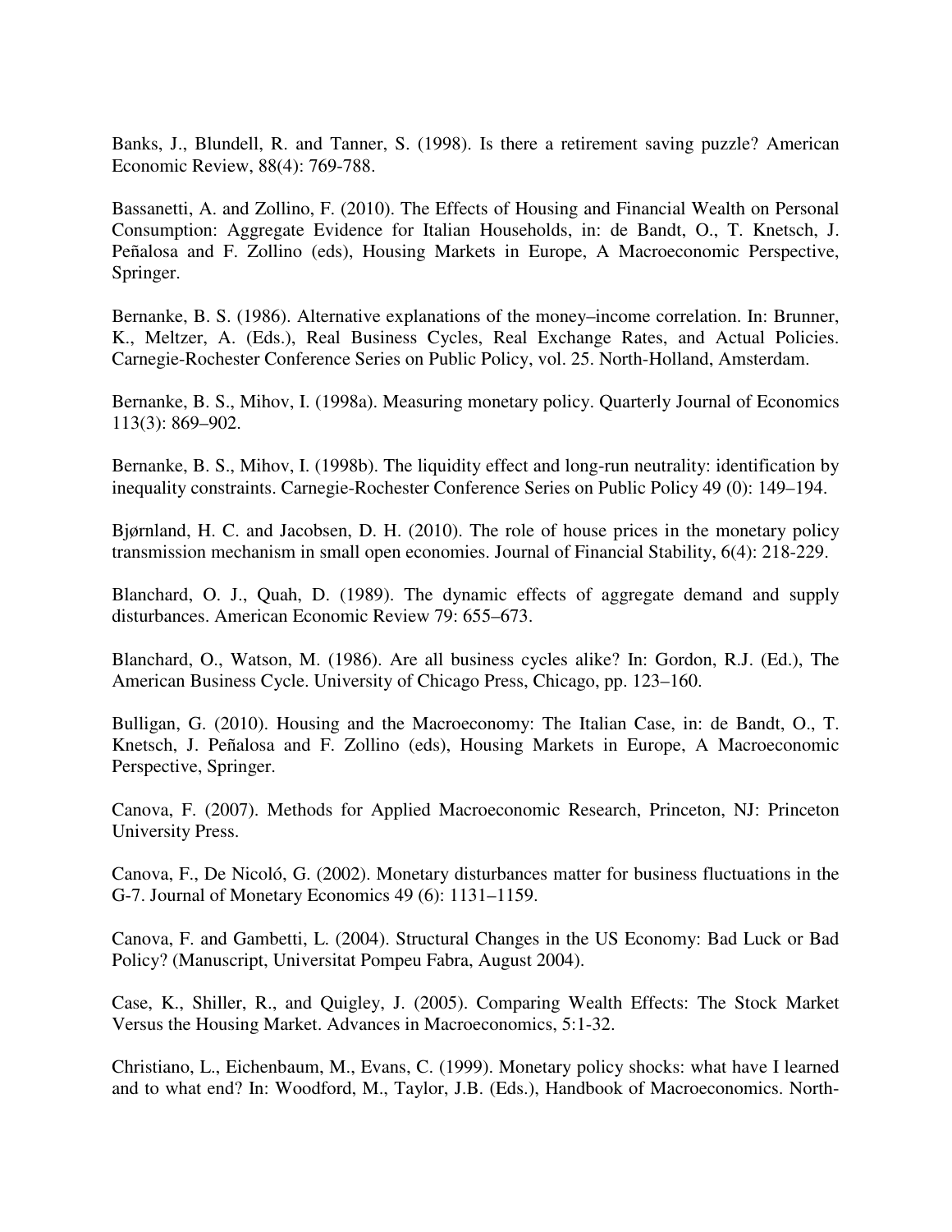Banks, J., Blundell, R. and Tanner, S. (1998). Is there a retirement saving puzzle? American Economic Review, 88(4): 769-788.

Bassanetti, A. and Zollino, F. (2010). The Effects of Housing and Financial Wealth on Personal Consumption: Aggregate Evidence for Italian Households, in: de Bandt, O., T. Knetsch, J. Peñalosa and F. Zollino (eds), Housing Markets in Europe, A Macroeconomic Perspective, Springer.

Bernanke, B. S. (1986). Alternative explanations of the money–income correlation. In: Brunner, K., Meltzer, A. (Eds.), Real Business Cycles, Real Exchange Rates, and Actual Policies. Carnegie-Rochester Conference Series on Public Policy, vol. 25. North-Holland, Amsterdam.

Bernanke, B. S., Mihov, I. (1998a). Measuring monetary policy. Quarterly Journal of Economics 113(3): 869–902.

Bernanke, B. S., Mihov, I. (1998b). The liquidity effect and long-run neutrality: identification by inequality constraints. Carnegie-Rochester Conference Series on Public Policy 49 (0): 149–194.

Bjørnland, H. C. and Jacobsen, D. H. (2010). The role of house prices in the monetary policy transmission mechanism in small open economies. Journal of Financial Stability, 6(4): 218-229.

Blanchard, O. J., Quah, D. (1989). The dynamic effects of aggregate demand and supply disturbances. American Economic Review 79: 655–673.

Blanchard, O., Watson, M. (1986). Are all business cycles alike? In: Gordon, R.J. (Ed.), The American Business Cycle. University of Chicago Press, Chicago, pp. 123–160.

Bulligan, G. (2010). Housing and the Macroeconomy: The Italian Case, in: de Bandt, O., T. Knetsch, J. Peñalosa and F. Zollino (eds), Housing Markets in Europe, A Macroeconomic Perspective, Springer.

Canova, F. (2007). Methods for Applied Macroeconomic Research, Princeton, NJ: Princeton University Press.

Canova, F., De Nicoló, G. (2002). Monetary disturbances matter for business fluctuations in the G-7. Journal of Monetary Economics 49 (6): 1131–1159.

Canova, F. and Gambetti, L. (2004). Structural Changes in the US Economy: Bad Luck or Bad Policy? (Manuscript, Universitat Pompeu Fabra, August 2004).

Case, K., Shiller, R., and Quigley, J. (2005). Comparing Wealth Effects: The Stock Market Versus the Housing Market. Advances in Macroeconomics, 5:1-32.

Christiano, L., Eichenbaum, M., Evans, C. (1999). Monetary policy shocks: what have I learned and to what end? In: Woodford, M., Taylor, J.B. (Eds.), Handbook of Macroeconomics. North-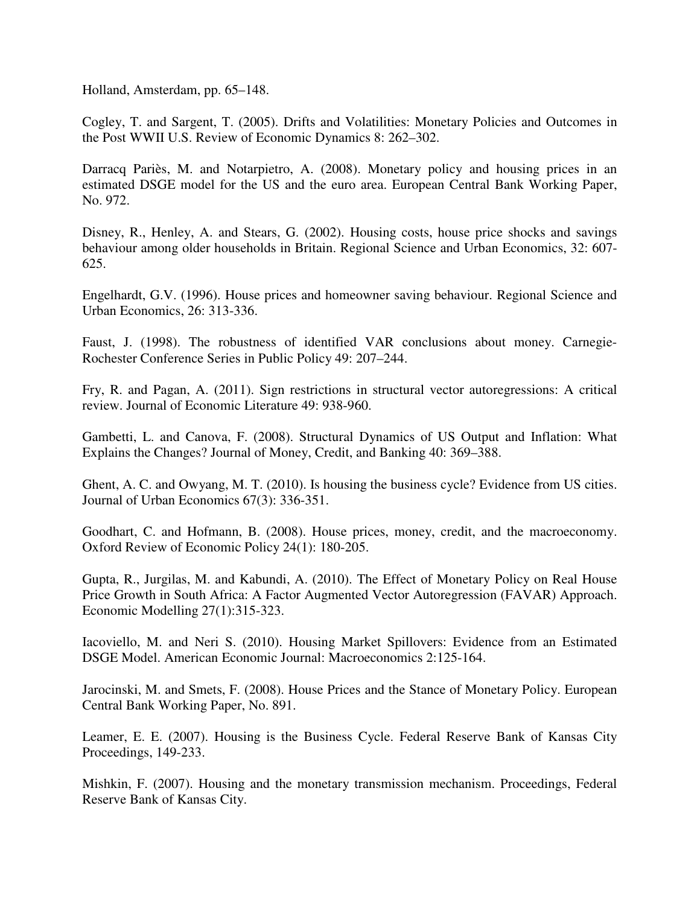Holland, Amsterdam, pp. 65–148.

Cogley, T. and Sargent, T. (2005). Drifts and Volatilities: Monetary Policies and Outcomes in the Post WWII U.S. Review of Economic Dynamics 8: 262–302.

Darracq Pariès, M. and Notarpietro, A. (2008). Monetary policy and housing prices in an estimated DSGE model for the US and the euro area. European Central Bank Working Paper, No. 972.

Disney, R., Henley, A. and Stears, G. (2002). Housing costs, house price shocks and savings behaviour among older households in Britain. Regional Science and Urban Economics, 32: 607-625.

Engelhardt, G.V. (1996). House prices and homeowner saving behaviour. Regional Science and Urban Economics, 26: 313-336.

Faust, J. (1998). The robustness of identified VAR conclusions about money. Carnegie-Rochester Conference Series in Public Policy 49: 207–244.

Fry, R. and Pagan, A. (2011). Sign restrictions in structural vector autoregressions: A critical review. Journal of Economic Literature 49: 938-960.

Gambetti, L. and Canova, F. (2008). Structural Dynamics of US Output and Inflation: What Explains the Changes? Journal of Money, Credit, and Banking 40: 369–388.

Ghent, A. C. and Owyang, M. T. (2010). Is housing the business cycle? Evidence from US cities. Journal of Urban Economics 67(3): 336-351.

Goodhart, C. and Hofmann, B. (2008). House prices, money, credit, and the macroeconomy. Oxford Review of Economic Policy 24(1): 180-205.

Gupta, R., Jurgilas, M. and Kabundi, A. (2010). The Effect of Monetary Policy on Real House Price Growth in South Africa: A Factor Augmented Vector Autoregression (FAVAR) Approach. Economic Modelling 27(1):315-323.

Iacoviello, M. and Neri S. (2010). Housing Market Spillovers: Evidence from an Estimated DSGE Model. American Economic Journal: Macroeconomics 2:125-164.

Jarocinski, M. and Smets, F. (2008). House Prices and the Stance of Monetary Policy. European Central Bank Working Paper, No. 891.

Leamer, E. E. (2007). Housing is the Business Cycle. Federal Reserve Bank of Kansas City Proceedings, 149-233.

Mishkin, F. (2007). Housing and the monetary transmission mechanism. Proceedings, Federal Reserve Bank of Kansas City.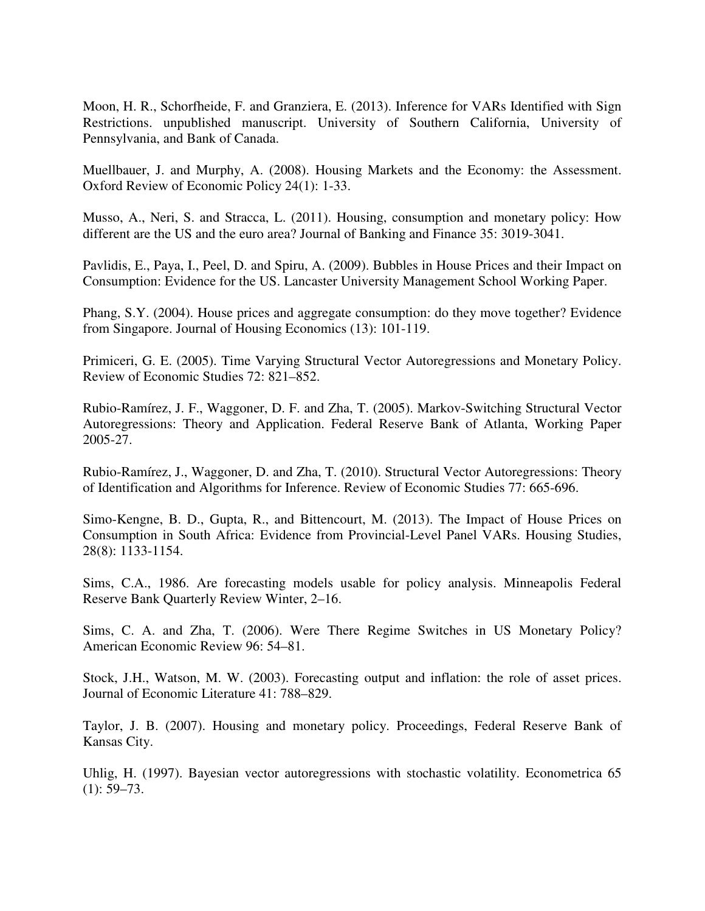Moon, H. R., Schorfheide, F. and Granziera, E. (2013). Inference for VARs Identified with Sign Restrictions. unpublished manuscript. University of Southern California, University of Pennsylvania, and Bank of Canada.

Muellbauer, J. and Murphy, A. (2008). Housing Markets and the Economy: the Assessment. Oxford Review of Economic Policy 24(1): 1-33.

Musso, A., Neri, S. and Stracca, L. (2011). Housing, consumption and monetary policy: How different are the US and the euro area? Journal of Banking and Finance 35: 3019-3041.

Pavlidis, E., Paya, I., Peel, D. and Spiru, A. (2009). Bubbles in House Prices and their Impact on Consumption: Evidence for the US. Lancaster University Management School Working Paper.

Phang, S.Y. (2004). House prices and aggregate consumption: do they move together? Evidence from Singapore. Journal of Housing Economics (13): 101-119.

Primiceri, G. E. (2005). Time Varying Structural Vector Autoregressions and Monetary Policy. Review of Economic Studies 72: 821–852.

Rubio-Ramírez, J. F., Waggoner, D. F. and Zha, T. (2005). Markov-Switching Structural Vector Autoregressions: Theory and Application. Federal Reserve Bank of Atlanta, Working Paper 2005-27.

Rubio-Ramírez, J., Waggoner, D. and Zha, T. (2010). Structural Vector Autoregressions: Theory of Identification and Algorithms for Inference. Review of Economic Studies 77: 665-696.

Simo-Kengne, B. D., Gupta, R., and Bittencourt, M. (2013). The Impact of House Prices on Consumption in South Africa: Evidence from Provincial-Level Panel VARs. Housing Studies, 28(8): 1133-1154.

Sims, C.A., 1986. Are forecasting models usable for policy analysis. Minneapolis Federal Reserve Bank Quarterly Review Winter, 2–16.

Sims, C. A. and Zha, T. (2006). Were There Regime Switches in US Monetary Policy? American Economic Review 96: 54–81.

Stock, J.H., Watson, M. W. (2003). Forecasting output and inflation: the role of asset prices. Journal of Economic Literature 41: 788–829.

Taylor, J. B. (2007). Housing and monetary policy. Proceedings, Federal Reserve Bank of Kansas City.

Uhlig, H. (1997). Bayesian vector autoregressions with stochastic volatility. Econometrica 65 (1): 59–73.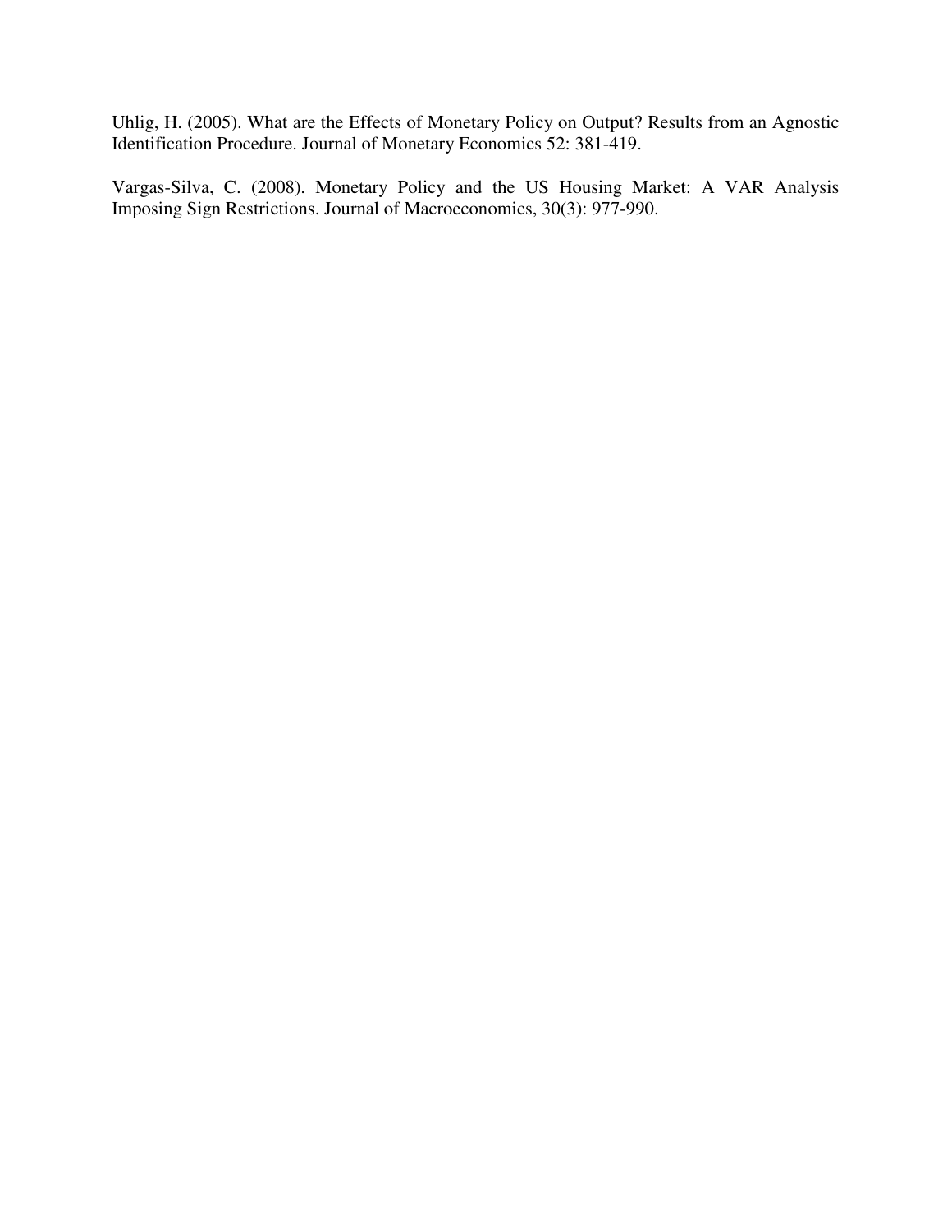Uhlig, H. (2005). What are the Effects of Monetary Policy on Output? Results from an Agnostic Identification Procedure. Journal of Monetary Economics 52: 381-419.

Vargas-Silva, C. (2008). Monetary Policy and the US Housing Market: A VAR Analysis Imposing Sign Restrictions. Journal of Macroeconomics, 30(3): 977-990.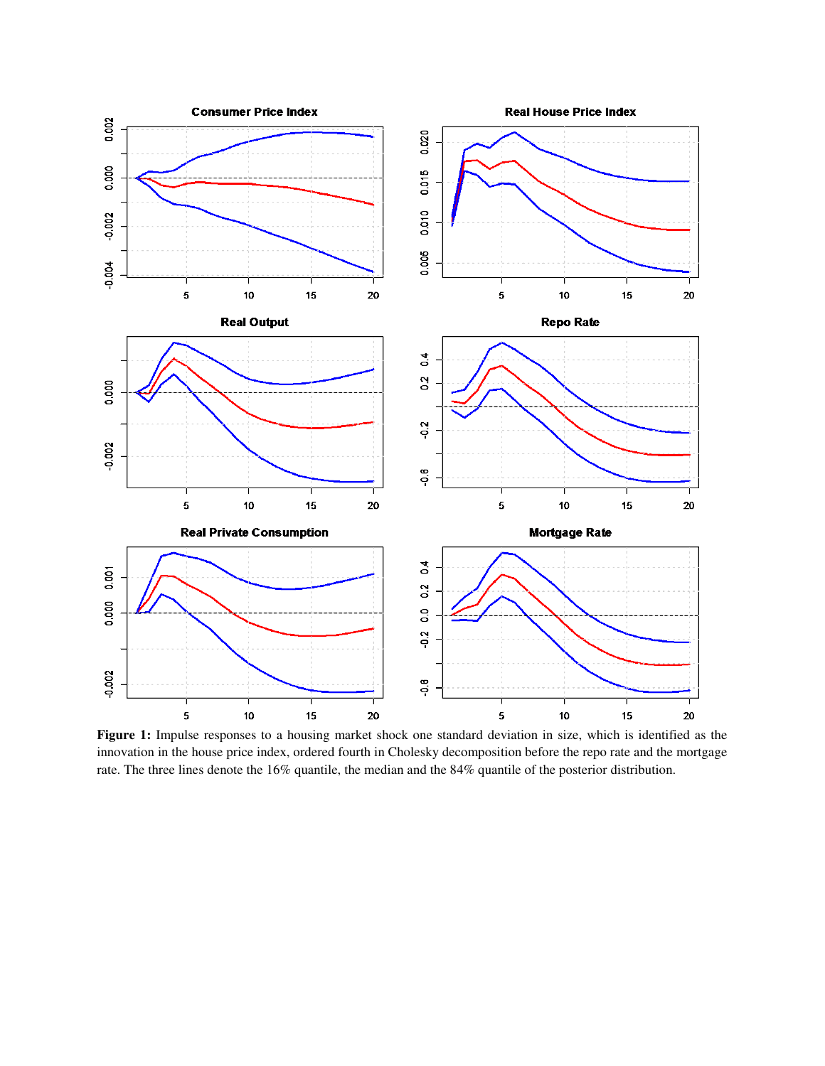**Figure 1:** Impulse responses to a housing market shock one standard deviation in size, which is identified as the innovation in the house price index, ordered fourth in Cholesky decomposition before the repo rate and the mortgage rate. The three lines denote the 16% quantile, the median and the 84% quantile of the posterior distribution.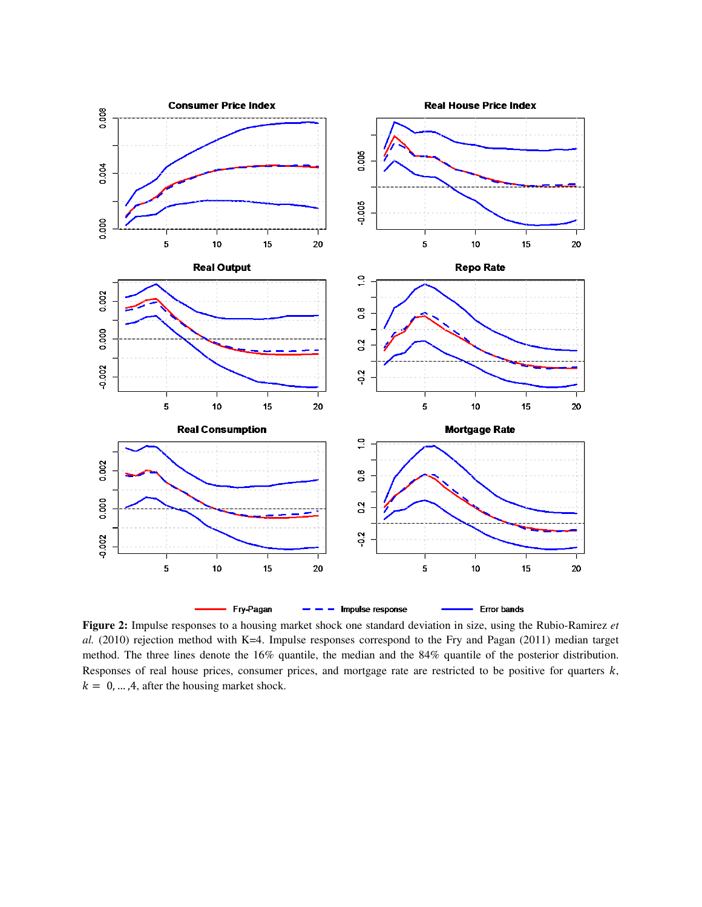**Figure 2:** Impulse responses to a housing market shock one standard deviation in size, using the Rubio-Ramirez *et al.* (2010) rejection method with K=4. Impulse responses correspond to the Fry and Pagan (2011) median target method. The three lines denote the 16% quantile, the median and the 84% quantile of the posterior distribution. Responses of real house prices, consumer prices, and mortgage rate are restricted to be positive for quarters $k$, $k = 0, \dots, 4$, after the housing market shock.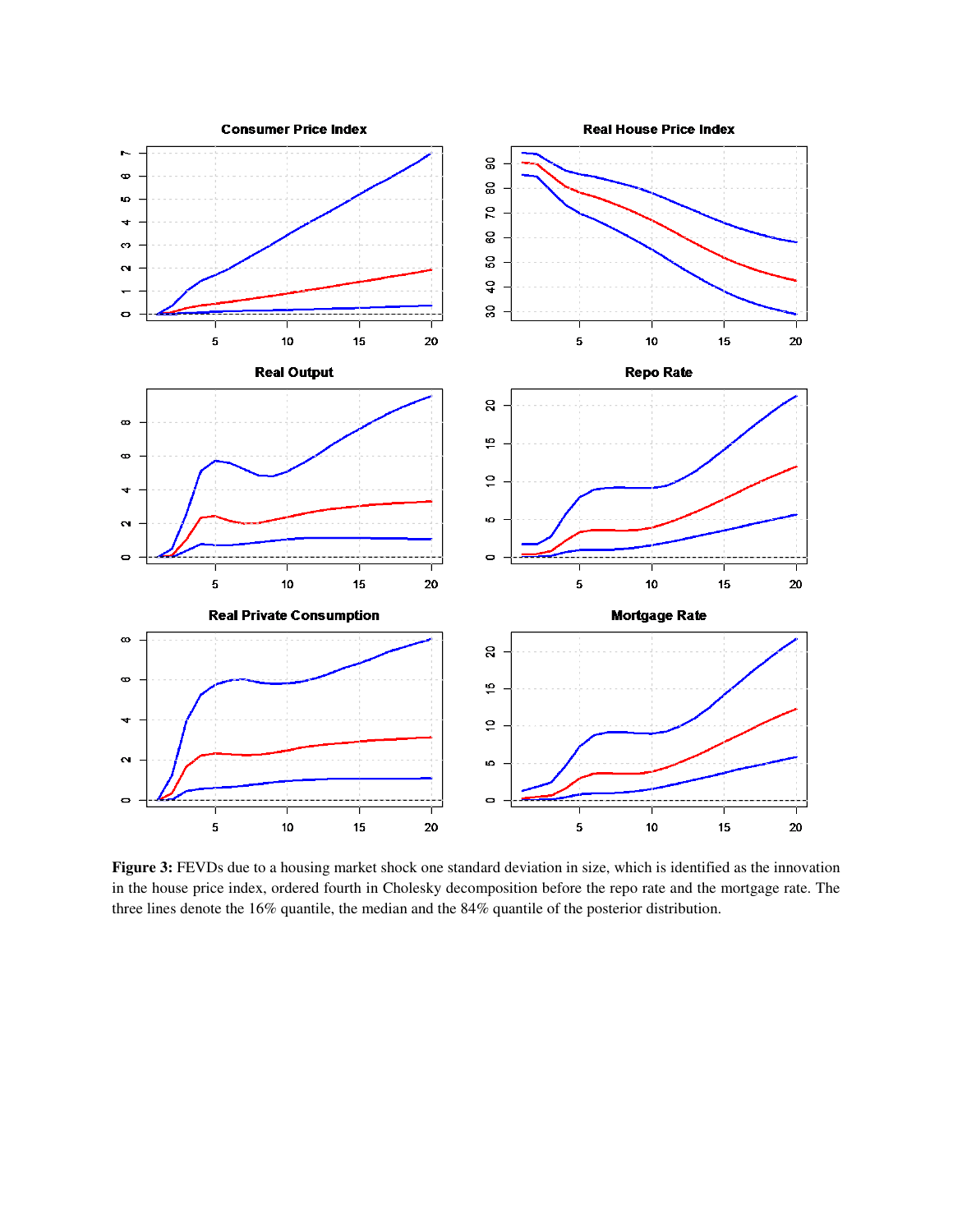**Figure 3:** FEVDs due to a housing market shock one standard deviation in size, which is identified as the innovation in the house price index, ordered fourth in Cholesky decomposition before the repo rate and the mortgage rate. The three lines denote the 16% quantile, the median and the 84% quantile of the posterior distribution.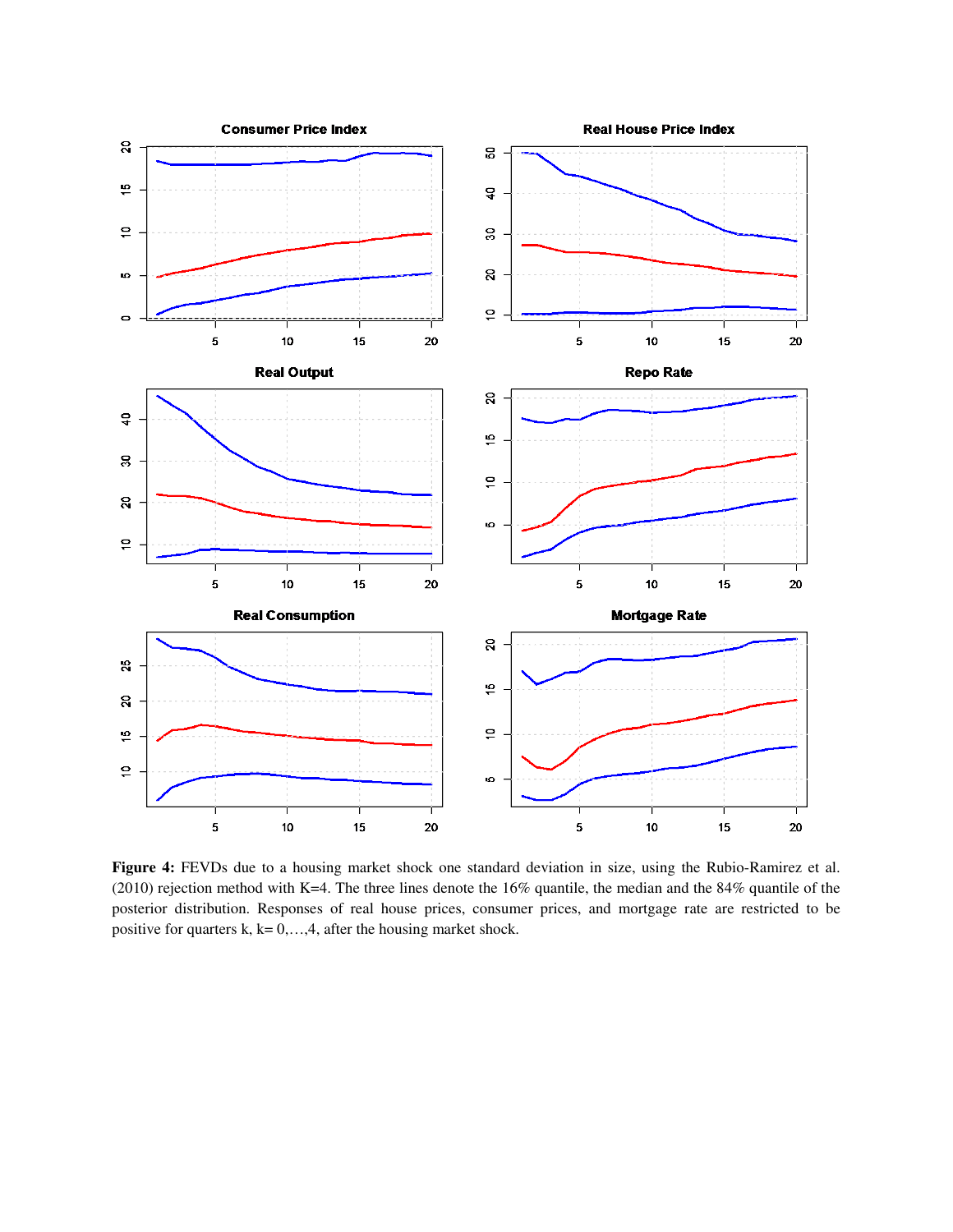**Figure 4:** FEVDs due to a housing market shock one standard deviation in size, using the Rubio-Ramirez et al. (2010) rejection method with K=4. The three lines denote the 16% quantile, the median and the 84% quantile of the posterior distribution. Responses of real house prices, consumer prices, and mortgage rate are restricted to be positive for quarters k, k= 0,…,4, after the housing market shock.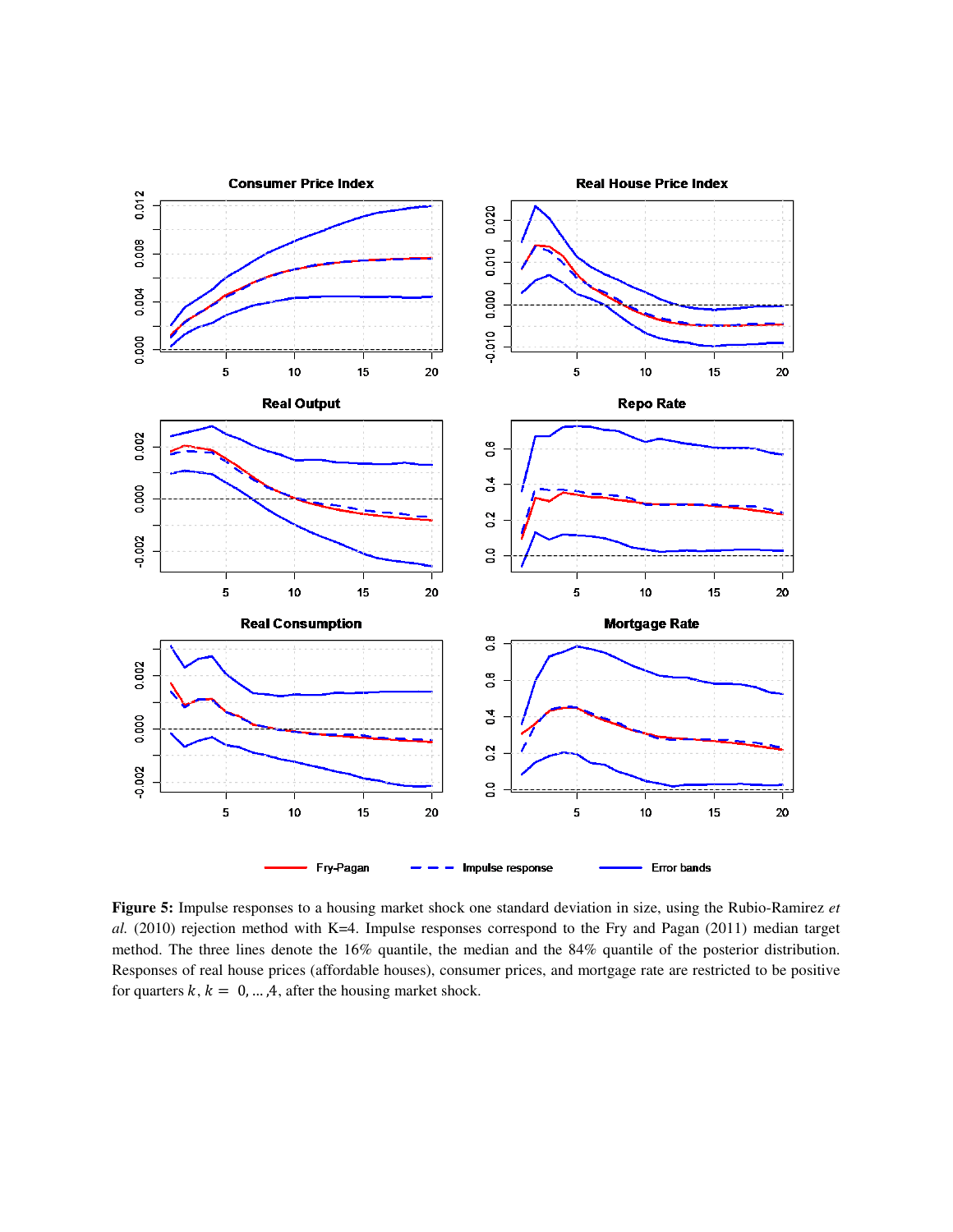**Figure 5:** Impulse responses to a housing market shock one standard deviation in size, using the Rubio-Ramirez *et al.* (2010) rejection method with K=4. Impulse responses correspond to the Fry and Pagan (2011) median target method. The three lines denote the 16% quantile, the median and the 84% quantile of the posterior distribution. Responses of real house prices (affordable houses), consumer prices, and mortgage rate are restricted to be positive for quarters $k$, $k = 0, \ldots, 4$, after the housing market shock.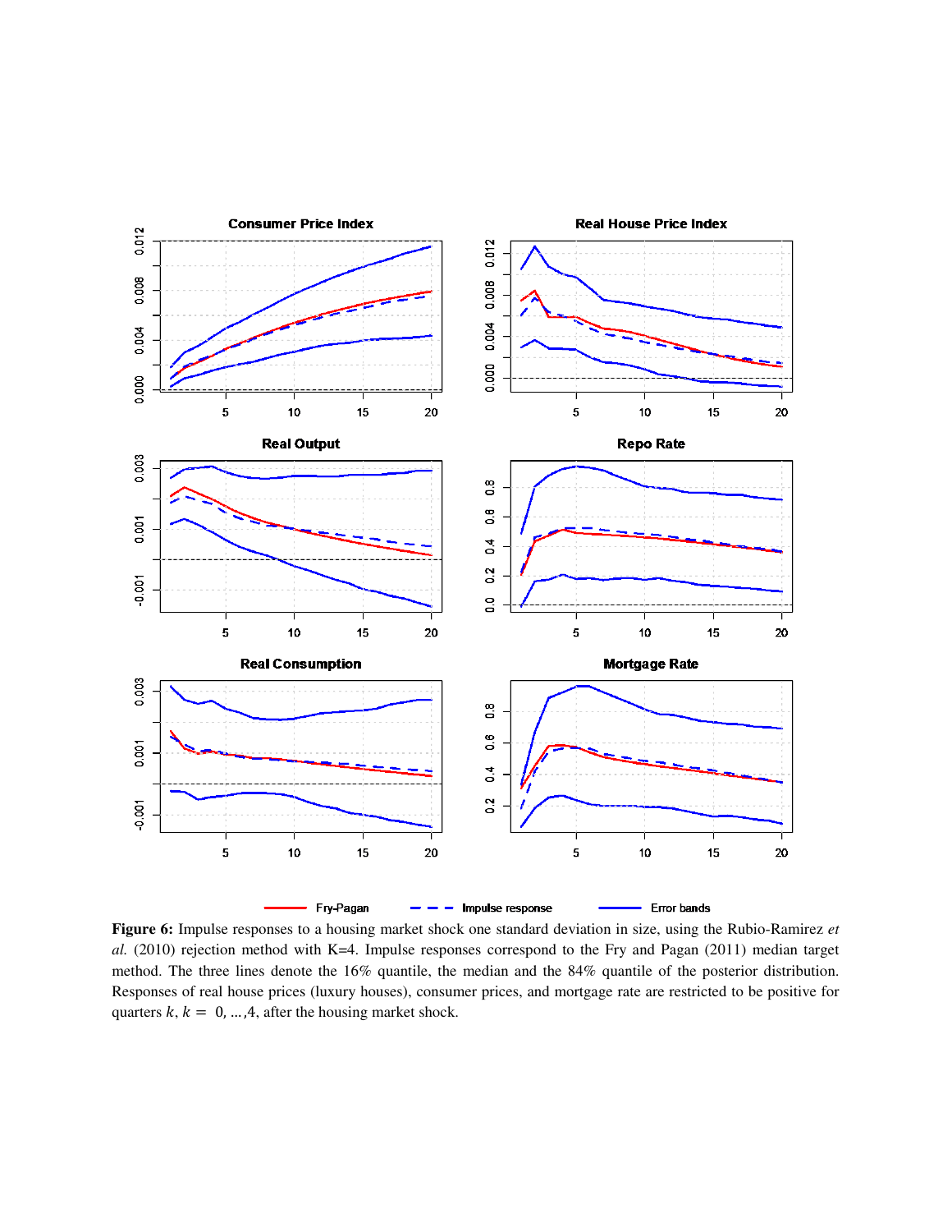Consumer Price Index

0.012
0.008
0.004
0.000

5 10 15 20

Real House Price Index

0.012
0.008
0.004
0.000

5 10 15 20

Real Output

0.003
0.001
-0.001

5 10 15 20

Repo Rate

0.8
0.6
0.4
0.2
0.0

5 10 15 20

Real Consumption

0.003
0.001
-0.001

5 10 15 20

Mortgage Rate

0.8
0.6
0.4
0.2

5 10 15 20

Fry-Pagan Impulse response Error bands

**Figure 6:** Impulse responses to a housing market shock one standard deviation in size, using the Rubio-Ramirez *et al.* (2010) rejection method with K=4. Impulse responses correspond to the Fry and Pagan (2011) median target method. The three lines denote the 16% quantile, the median and the 84% quantile of the posterior distribution. Responses of real house prices (luxury houses), consumer prices, and mortgage rate are restricted to be positive for quarters $k$, $k = 0, \ldots, 4$, after the housing market shock.